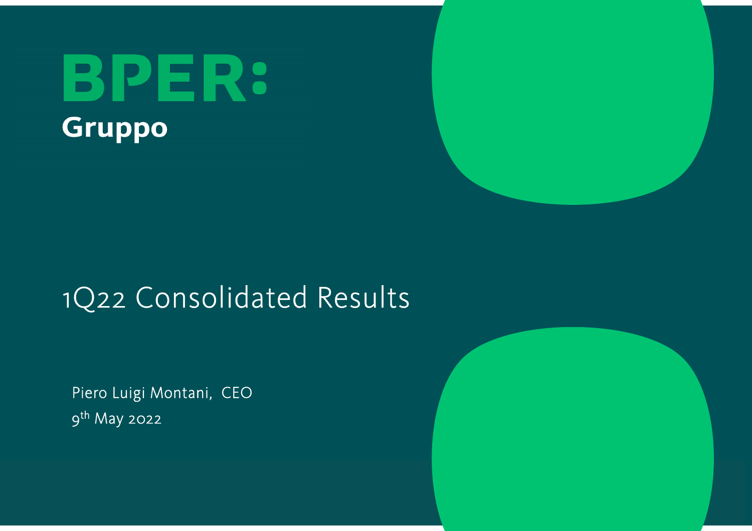# BPER:
**Gruppo**

## 1Q22 Consolidated Results

Piero Luigi Montani, CEO

9th May 2022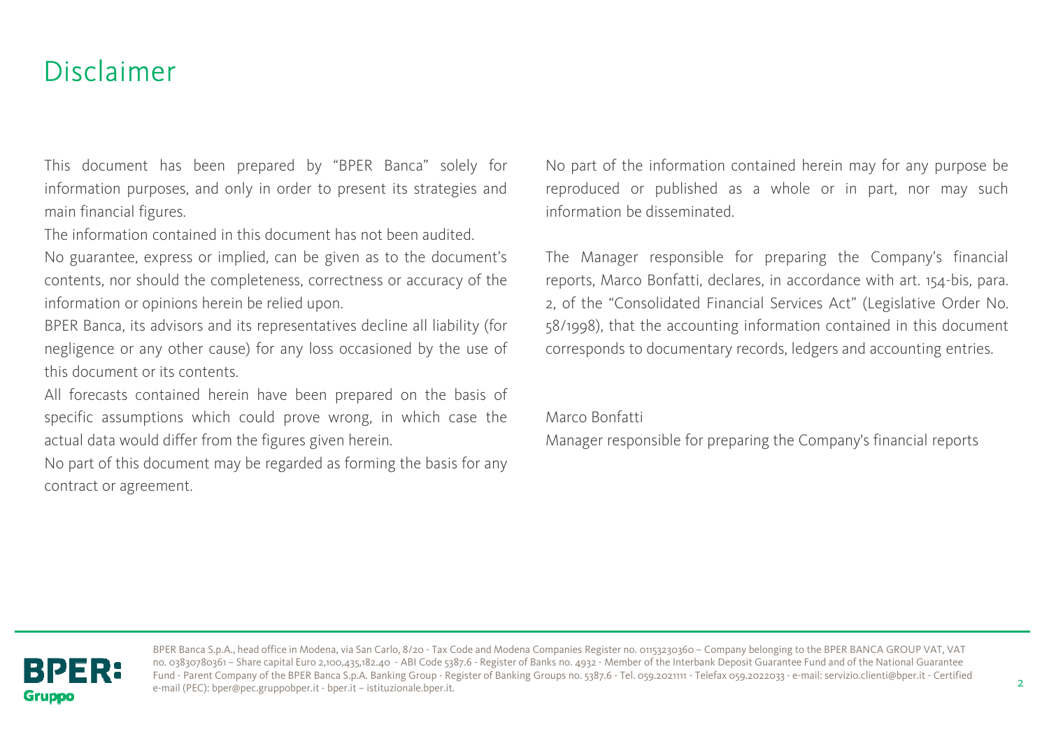# Disclaimer

This document has been prepared by "BPER Banca" solely for information purposes, and only in order to present its strategies and main financial figures.

The information contained in this document has not been audited.

No guarantee, express or implied, can be given as to the document's contents, nor should the completeness, correctness or accuracy of the information or opinions herein be relied upon.

BPER Banca, its advisors and its representatives decline all liability (for negligence or any other cause) for any loss occasioned by the use of this document or its contents.

All forecasts contained herein have been prepared on the basis of specific assumptions which could prove wrong, in which case the actual data would differ from the figures given herein.

No part of this document may be regarded as forming the basis for any contract or agreement.

No part of the information contained herein may for any purpose be reproduced or published as a whole or in part, nor may such information be disseminated.

The Manager responsible for preparing the Company's financial reports, Marco Bonfatti, declares, in accordance with art. 154-bis, para. 2, of the "Consolidated Financial Services Act" (Legislative Order No. 58/1998), that the accounting information contained in this document corresponds to documentary records, ledgers and accounting entries.

Marco Bonfatti

Manager responsible for preparing the Company's financial reports

BPER Banca S.p.A., head office in Modena, via San Carlo, 8/20 - Tax Code and Modena Companies Register no. 01153230360 – Company belonging to the BPER BANCA GROUP VAT, VAT no. 03830780361 – Share capital Euro 2,100,435,182.40 - ABI Code 5387.6 - Register of Banks no. 4932 - Member of the Interbank Deposit Guarantee Fund and of the National Guarantee Fund - Parent Company of the BPER Banca S.p.A. Banking Group - Register of Banking Groups no. 5387.6 - Tel. 059.2021111 - Telefax 059.2022033 - e-mail: servizio.clienti@bper.it - Certified e-mail (PEC): bper@pec.gruppobper.it - bper.it – istituzionale.bper.it.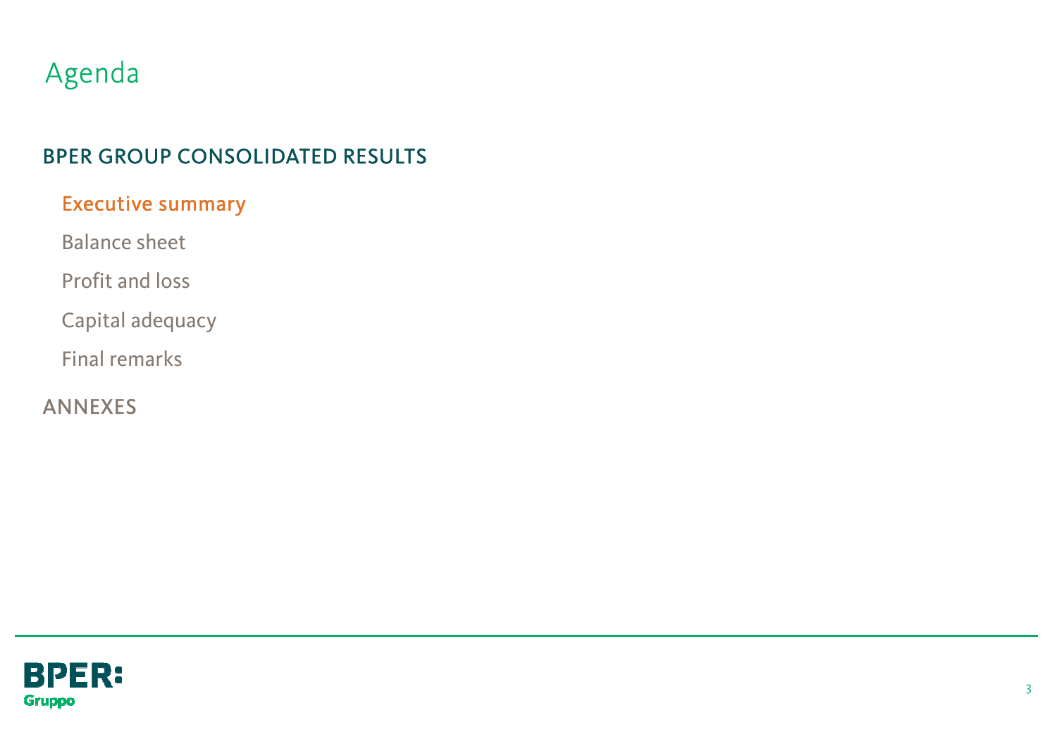# Agenda

## BPER GROUP CONSOLIDATED RESULTS

- **Executive summary**
- Balance sheet
- Profit and loss
- Capital adequacy
- Final remarks

## ANNEXES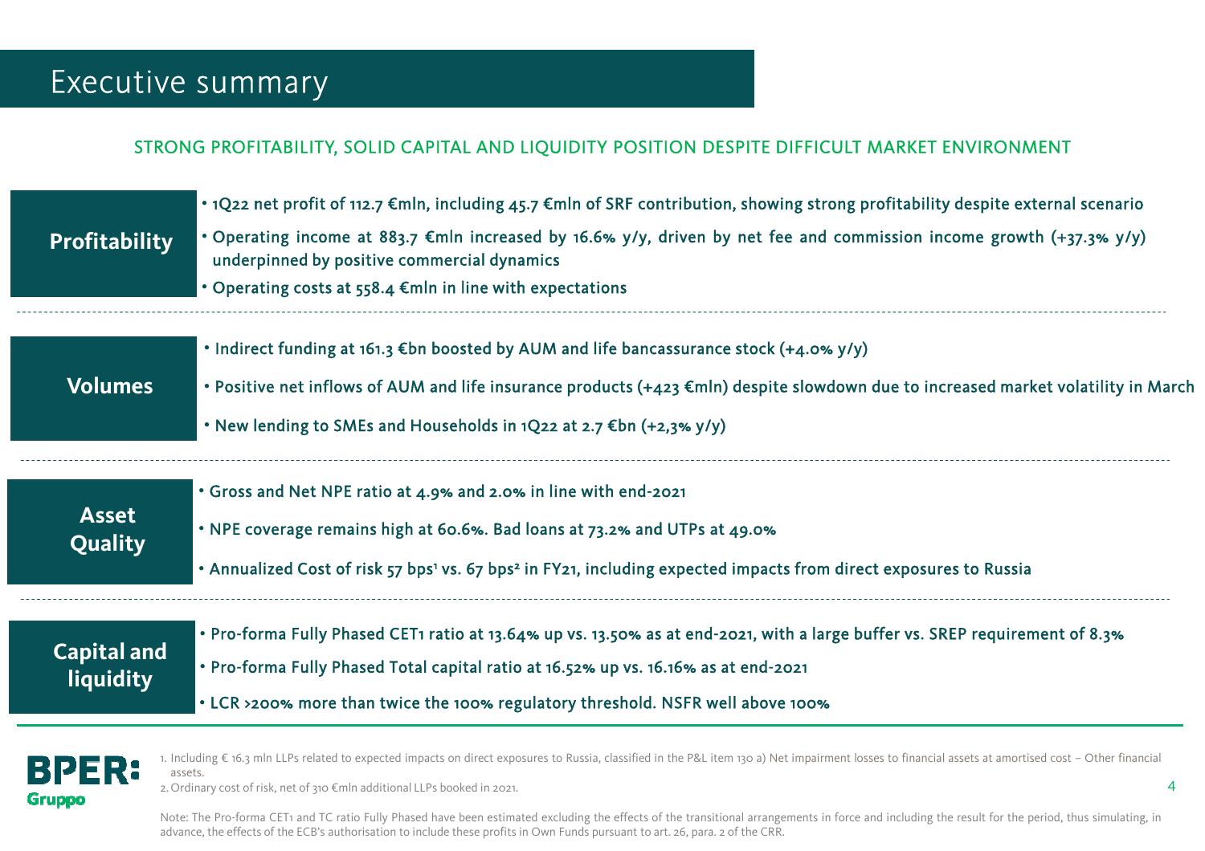# Executive summary

## STRONG PROFITABILITY, SOLID CAPITAL AND LIQUIDITY POSITION DESPITE DIFFICULT MARKET ENVIRONMENT

### Profitability

- 1Q22 net profit of 112.7 €mln, including 45.7 €mln of SRF contribution, showing strong profitability despite external scenario
- Operating income at 883.7 €mln increased by 16.6% y/y, driven by net fee and commission income growth (+37.3% y/y) underpinned by positive commercial dynamics
- Operating costs at 558.4 €mln in line with expectations

### Volumes

- Indirect funding at 161.3 €bn boosted by AUM and life bancassurance stock (+4.0% y/y)
- Positive net inflows of AUM and life insurance products (+423 €mln) despite slowdown due to increased market volatility in March
- New lending to SMEs and Households in 1Q22 at 2.7 €bn (+2,3% y/y)

### Asset Quality

- Gross and Net NPE ratio at 4.9% and 2.0% in line with end-2021
- NPE coverage remains high at 60.6%. Bad loans at 73.2% and UTPs at 49.0%
- Annualized Cost of risk 57 bps[1] vs. 67 bps[2] in FY21, including expected impacts from direct exposures to Russia

### Capital and liquidity

- Pro-forma Fully Phased CET1 ratio at 13.64% up vs. 13.50% as at end-2021, with a large buffer vs. SREP requirement of 8.3%
- Pro-forma Fully Phased Total capital ratio at 16.52% up vs. 16.16% as at end-2021
- LCR >200% more than twice the 100% regulatory threshold. NSFR well above 100%

1. Including € 16.3 mln LLPs related to expected impacts on direct exposures to Russia, classified in the P&L item 130 a) Net impairment losses to financial assets at amortised cost – Other financial assets.
2. Ordinary cost of risk, net of 310 €mln additional LLPs booked in 2021.

Note: The Pro-forma CET1 and TC ratio Fully Phased have been estimated excluding the effects of the transitional arrangements in force and including the result for the period, thus simulating, in advance, the effects of the ECB's authorisation to include these profits in Own Funds pursuant to art. 26, para. 2 of the CRR.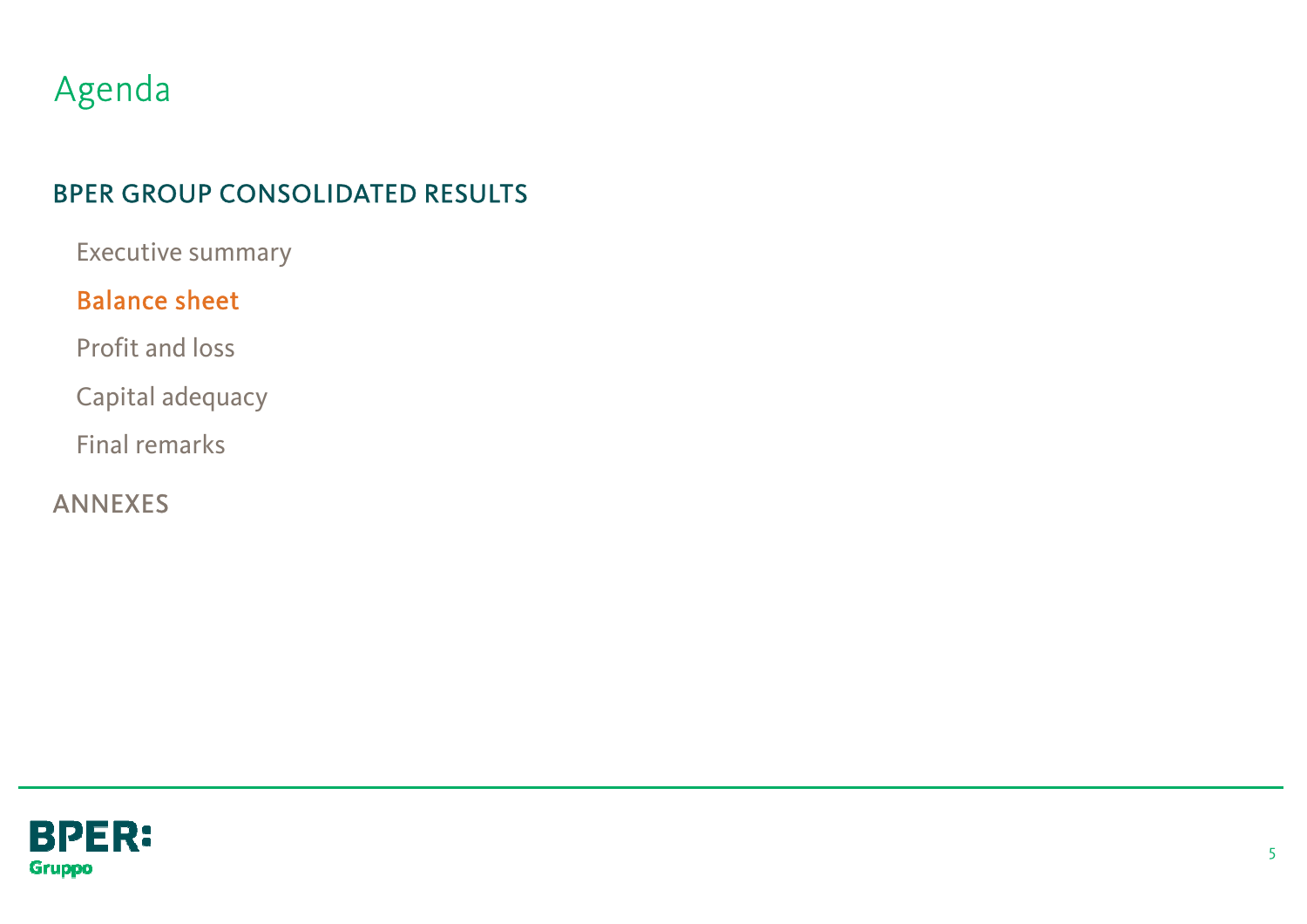# Agenda

## BPER GROUP CONSOLIDATED RESULTS

- Executive summary
- **Balance sheet**
- Profit and loss
- Capital adequacy
- Final remarks

## ANNEXES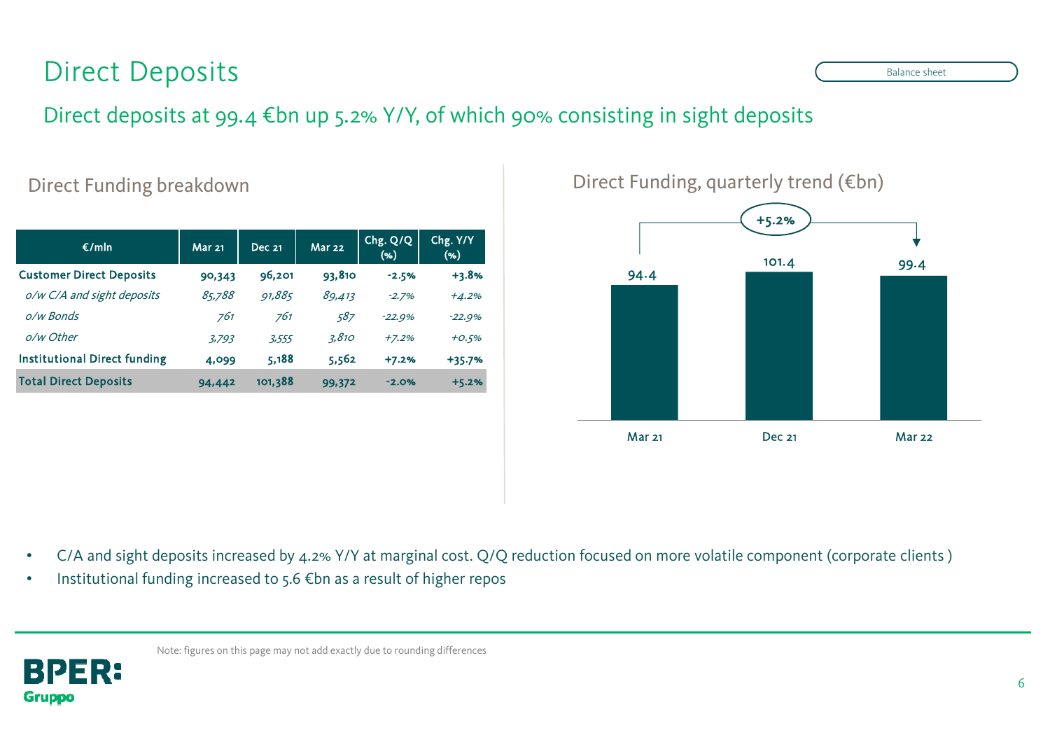# Direct Deposits

Balance sheet

## Direct deposits at 99.4 €bn up 5.2% Y/Y, of which 90% consisting in sight deposits

### Direct Funding breakdown

| €/mln | Mar 21 | Dec 21 | Mar 22 | Chg. Q/Q (%) | Chg. Y/Y (%) |
|---|---|---|---|---|---|
| **Customer Direct Deposits** | **90,343** | **96,201** | **93,810** | **-2.5%** | **+3.8%** |
| *o/w C/A and sight deposits* | *85,788* | *91,885* | *89,413* | *-2.7%* | *+4.2%* |
| *o/w Bonds* | *761* | *761* | *587* | *-22.9%* | *-22.9%* |
| *o/w Other* | *3,793* | *3,555* | *3,810* | *+7.2%* | *+0.5%* |
| **Institutional Direct funding** | **4,099** | **5,188** | **5,562** | **+7.2%** | **+35.7%** |
| **Total Direct Deposits** | **94,442** | **101,388** | **99,372** | **-2.0%** | **+5.2%** |

### Direct Funding, quarterly trend (€bn)

| | Mar 21 | Dec 21 | Mar 22 |
|---|---|---|---|
| Direct Funding | 94.4 | 101.4 | 99.4 |

+5.2% (Mar 21 → Mar 22)

- C/A and sight deposits increased by 4.2% Y/Y at marginal cost. Q/Q reduction focused on more volatile component (corporate clients )
- Institutional funding increased to 5.6 €bn as a result of higher repos

Note: figures on this page may not add exactly due to rounding differences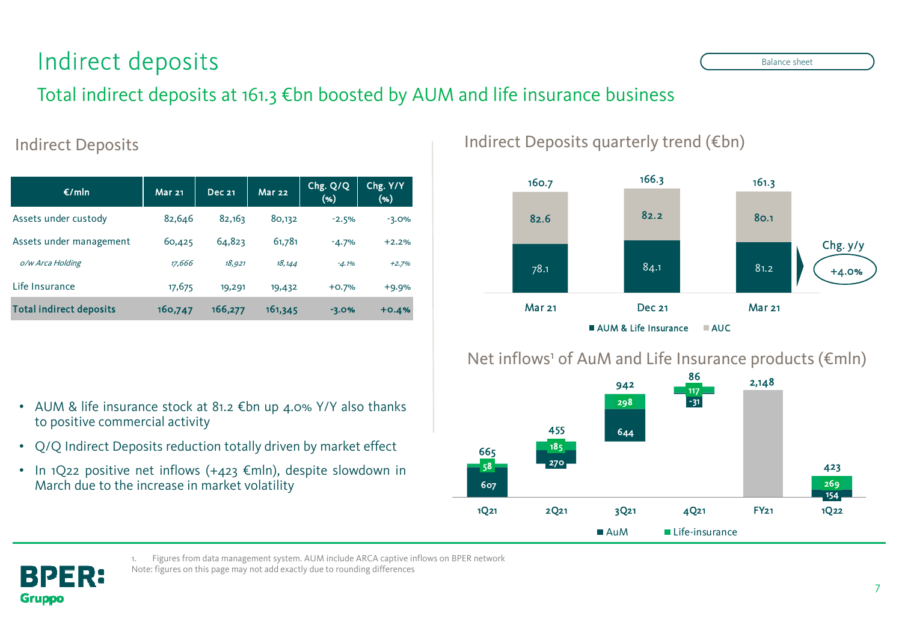# Indirect deposits

Balance sheet

## Total indirect deposits at 161.3 €bn boosted by AUM and life insurance business

### Indirect Deposits

| €/mln | Mar 21 | Dec 21 | Mar 22 | Chg. Q/Q (%) | Chg. Y/Y (%) |
|---|---|---|---|---|---|
| Assets under custody | 82,646 | 82,163 | 80,132 | -2.5% | -3.0% |
| Assets under management | 60,425 | 64,823 | 61,781 | -4.7% | +2.2% |
| *o/w Arca Holding* | *17,666* | *18,921* | *18,144* | *-4.1%* | *+2.7%* |
| Life Insurance | 17,675 | 19,291 | 19,432 | +0.7% | +9.9% |
| **Total indirect deposits** | **160,747** | **166,277** | **161,345** | **-3.0%** | **+0.4%** |

- AUM & life insurance stock at 81.2 €bn up 4.0% Y/Y also thanks to positive commercial activity
- Q/Q Indirect Deposits reduction totally driven by market effect
- In 1Q22 positive net inflows (+423 €mln), despite slowdown in March due to the increase in market volatility

### Indirect Deposits quarterly trend (€bn)

| | Mar 21 | Dec 21 | Mar 21 |
|---|---|---|---|
| AUM & Life Insurance | 78.1 | 84.1 | 81.2 |
| AUC | 82.6 | 82.2 | 80.1 |
| Total | 160.7 | 166.3 | 161.3 |

Chg. y/y: +4.0%

### Net inflows[1] of AuM and Life Insurance products (€mln)

| | 1Q21 | 2Q21 | 3Q21 | 4Q21 | FY21 | 1Q22 |
|---|---|---|---|---|---|---|
| AuM | 607 | 270 | 644 | -31 | | 154 |
| Life-insurance | 58 | 185 | 298 | 117 | | 269 |
| Total | 665 | 455 | 942 | 86 | 2,148 | 423 |

1. Figures from data management system. AUM include ARCA captive inflows on BPER network

Note: figures on this page may not add exactly due to rounding differences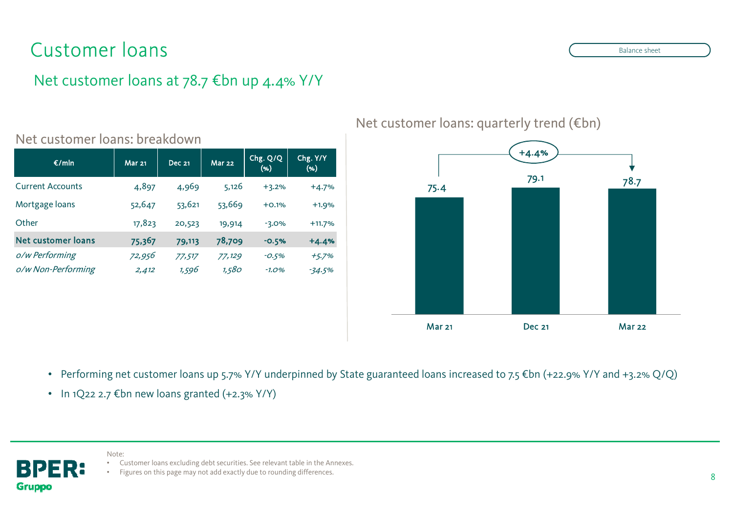# Customer loans

Balance sheet

## Net customer loans at 78.7 €bn up 4.4% Y/Y

### Net customer loans: breakdown

| €/mln | Mar 21 | Dec 21 | Mar 22 | Chg. Q/Q (%) | Chg. Y/Y (%) |
|---|---|---|---|---|---|
| Current Accounts | 4,897 | 4,969 | 5,126 | +3.2% | +4.7% |
| Mortgage loans | 52,647 | 53,621 | 53,669 | +0.1% | +1.9% |
| Other | 17,823 | 20,523 | 19,914 | -3.0% | +11.7% |
| **Net customer loans** | **75,367** | **79,113** | **78,709** | **-0.5%** | **+4.4%** |
| *o/w Performing* | *72,956* | *77,517* | *77,129* | *-0.5%* | *+5.7%* |
| *o/w Non-Performing* | *2,412* | *1,596* | *1,580* | *-1.0%* | *-34.5%* |

### Net customer loans: quarterly trend (€bn)

| | Mar 21 | Dec 21 | Mar 22 |
|---|---|---|---|
| Net customer loans (€bn) | 75.4 | 79.1 | 78.7 |

+4.4% (Mar 21 – Mar 22)

- Performing net customer loans up 5.7% Y/Y underpinned by State guaranteed loans increased to 7.5 €bn (+22.9% Y/Y and +3.2% Q/Q)
- In 1Q22 2.7 €bn new loans granted (+2.3% Y/Y)

Note:
- Customer loans excluding debt securities. See relevant table in the Annexes.
- Figures on this page may not add exactly due to rounding differences.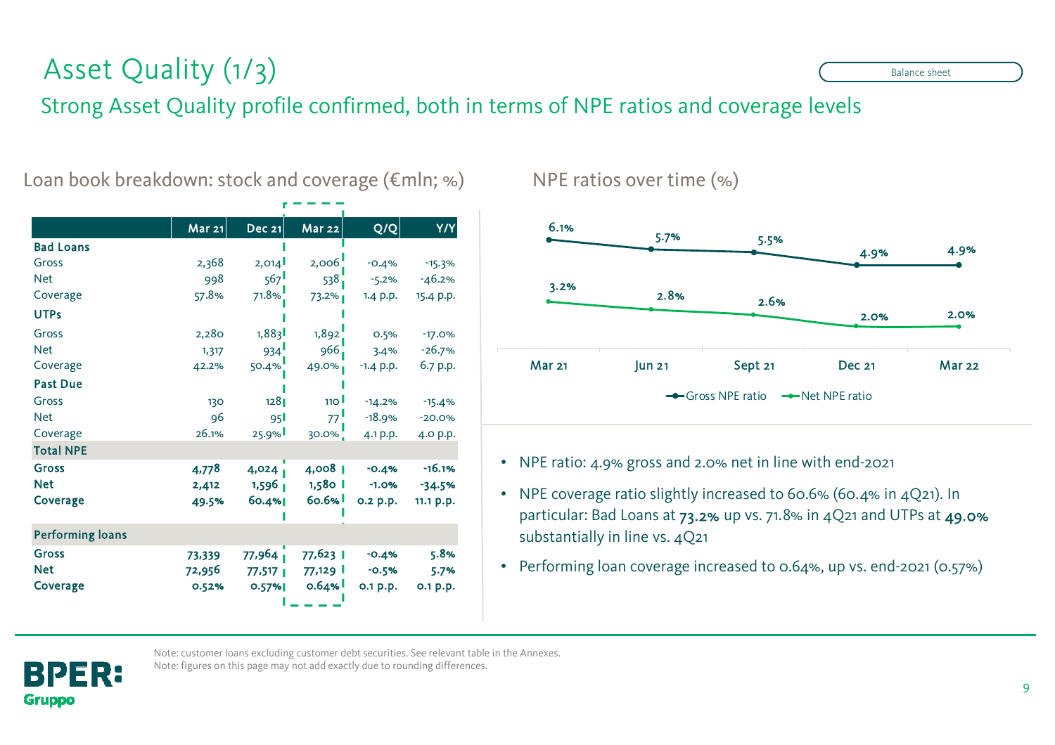# Asset Quality (1/3)

Balance sheet

## Strong Asset Quality profile confirmed, both in terms of NPE ratios and coverage levels

### Loan book breakdown: stock and coverage (€mln; %)

| | Mar 21 | Dec 21 | Mar 22 | Q/Q | Y/Y |
|---|---|---|---|---|---|
| **Bad Loans** | | | | | |
| Gross | 2,368 | 2,014 | 2,006 | -0.4% | -15.3% |
| Net | 998 | 567 | 538 | -5.2% | -46.2% |
| Coverage | 57.8% | 71.8% | 73.2% | 1.4 p.p. | 15.4 p.p. |
| **UTPs** | | | | | |
| Gross | 2,280 | 1,883 | 1,892 | 0.5% | -17.0% |
| Net | 1,317 | 934 | 966 | 3.4% | -26.7% |
| Coverage | 42.2% | 50.4% | 49.0% | -1.4 p.p. | 6.7 p.p. |
| **Past Due** | | | | | |
| Gross | 130 | 128 | 110 | -14.2% | -15.4% |
| Net | 96 | 95 | 77 | -18.9% | -20.0% |
| Coverage | 26.1% | 25.9% | 30.0% | 4.1 p.p. | 4.0 p.p. |
| **Total NPE** | | | | | |
| **Gross** | **4,778** | **4,024** | **4,008** | **-0.4%** | **-16.1%** |
| **Net** | **2,412** | **1,596** | **1,580** | **-1.0%** | **-34.5%** |
| **Coverage** | **49.5%** | **60.4%** | **60.6%** | **0.2 p.p.** | **11.1 p.p.** |
| **Performing loans** | | | | | |
| **Gross** | **73,339** | **77,964** | **77,623** | **-0.4%** | **5.8%** |
| **Net** | **72,956** | **77,517** | **77,129** | **-0.5%** | **5.7%** |
| **Coverage** | **0.52%** | **0.57%** | **0.64%** | **0.1 p.p.** | **0.1 p.p.** |

### NPE ratios over time (%)

| | Mar 21 | Jun 21 | Sept 21 | Dec 21 | Mar 22 |
|---|---|---|---|---|---|
| Gross NPE ratio | 6.1% | 5.7% | 5.5% | 4.9% | 4.9% |
| Net NPE ratio | 3.2% | 2.8% | 2.6% | 2.0% | 2.0% |

- NPE ratio: 4.9% gross and 2.0% net in line with end-2021
- NPE coverage ratio slightly increased to 60.6% (60.4% in 4Q21). In particular: Bad Loans at **73.2%** up vs. 71.8% in 4Q21 and UTPs at **49.0%** substantially in line vs. 4Q21
- Performing loan coverage increased to 0.64%, up vs. end-2021 (0.57%)

Note: customer loans excluding customer debt securities. See relevant table in the Annexes.
Note: figures on this page may not add exactly due to rounding differences.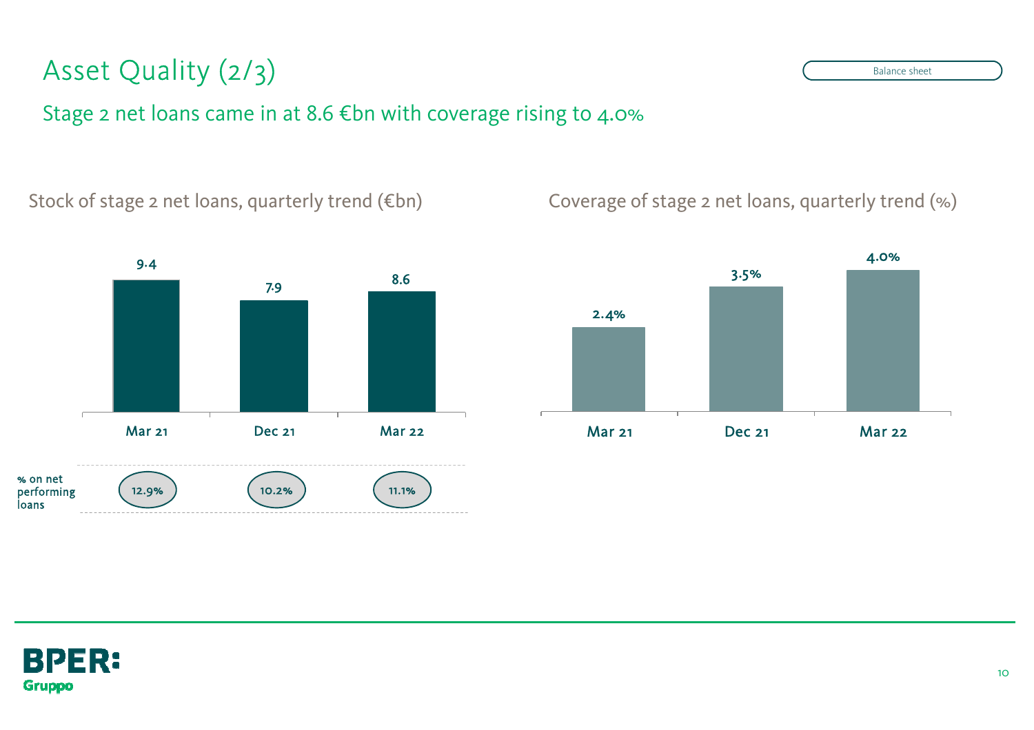# Asset Quality (2/3)

Balance sheet

## Stage 2 net loans came in at 8.6 €bn with coverage rising to 4.0%

### Stock of stage 2 net loans, quarterly trend (€bn)

| | Mar 21 | Dec 21 | Mar 22 |
|---|---|---|---|
| Stock of stage 2 net loans (€bn) | 9.4 | 7.9 | 8.6 |
| % on net performing loans | 12.9% | 10.2% | 11.1% |

### Coverage of stage 2 net loans, quarterly trend (%)

| Mar 21 | Dec 21 | Mar 22 |
|---|---|---|
| 2.4% | 3.5% | 4.0% |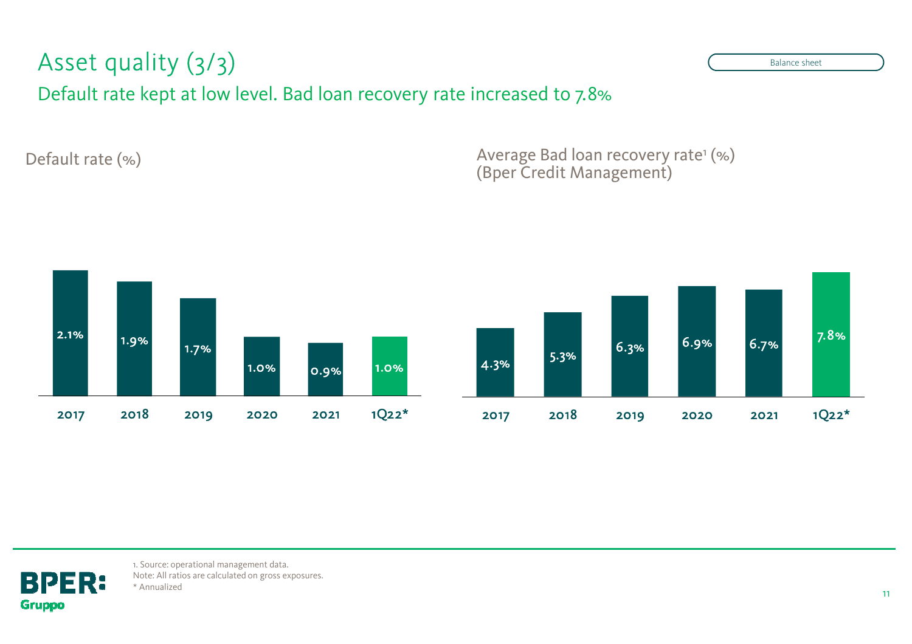# Asset quality (3/3)

Balance sheet

## Default rate kept at low level. Bad loan recovery rate increased to 7.8%

### Default rate (%)

| 2017 | 2018 | 2019 | 2020 | 2021 | 1Q22* |
|---|---|---|---|---|---|
| 2.1% | 1.9% | 1.7% | 1.0% | 0.9% | 1.0% |

### Average Bad loan recovery rate[1] (%) (Bper Credit Management)

| 2017 | 2018 | 2019 | 2020 | 2021 | 1Q22* |
|---|---|---|---|---|---|
| 4.3% | 5.3% | 6.3% | 6.9% | 6.7% | 7.8% |

1. Source: operational management data.
Note: All ratios are calculated on gross exposures.
* Annualized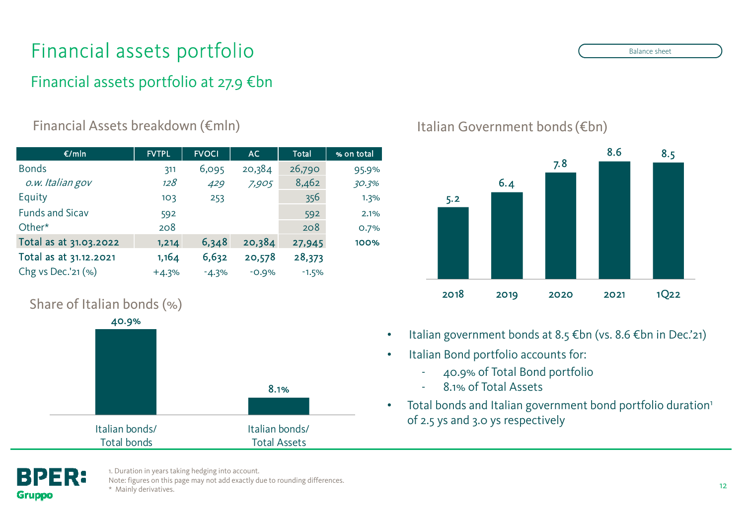# Financial assets portfolio

Balance sheet

## Financial assets portfolio at 27.9 €bn

### Financial Assets breakdown (€mln)

| €/mln | FVTPL | FVOCI | AC | Total | % on total |
|---|---|---|---|---|---|
| Bonds | 311 | 6,095 | 20,384 | 26,790 | 95.9% |
| *o.w. Italian gov* | *128* | *429* | *7,905* | 8,462 | *30.3%* |
| Equity | 103 | 253 | | 356 | 1.3% |
| Funds and Sicav | 592 | | | 592 | 2.1% |
| Other* | 208 | | | 208 | 0.7% |
| **Total as at 31.03.2022** | **1,214** | **6,348** | **20,384** | **27,945** | **100%** |
| **Total as at 31.12.2021** | **1,164** | **6,632** | **20,578** | **28,373** | |
| Chg vs Dec.'21 (%) | +4.3% | -4.3% | -0.9% | -1.5% | |

### Share of Italian bonds (%)

| | % |
|---|---|
| Italian bonds/ Total bonds | 40.9% |
| Italian bonds/ Total Assets | 8.1% |

### Italian Government bonds (€bn)

| 2018 | 2019 | 2020 | 2021 | 1Q22 |
|---|---|---|---|---|
| 5.2 | 6.4 | 7.8 | 8.6 | 8.5 |

- Italian government bonds at 8.5 €bn (vs. 8.6 €bn in Dec.'21)
- Italian Bond portfolio accounts for:
  - 40.9% of Total Bond portfolio
  - 8.1% of Total Assets
- Total bonds and Italian government bond portfolio duration[1] of 2.5 ys and 3.0 ys respectively

1. Duration in years taking hedging into account.
Note: figures on this page may not add exactly due to rounding differences.
* Mainly derivatives.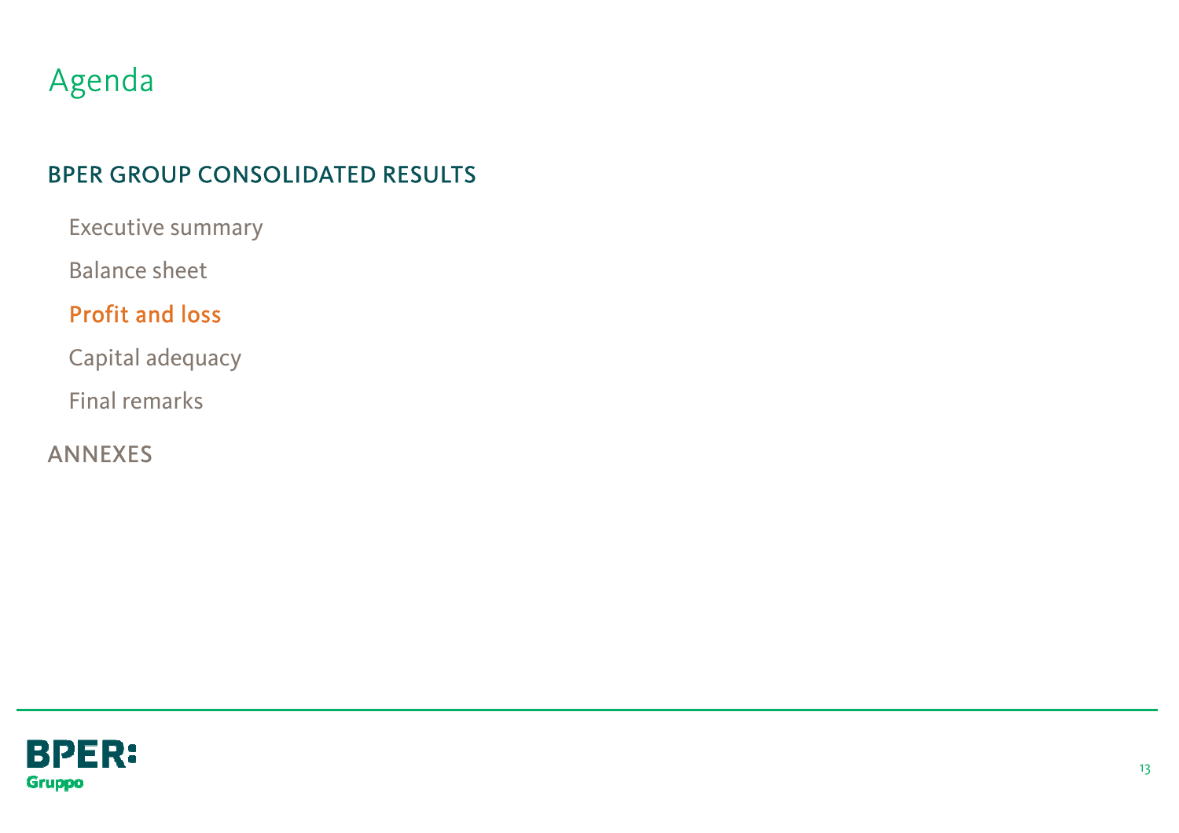# Agenda

## BPER GROUP CONSOLIDATED RESULTS

- Executive summary
- Balance sheet
- **Profit and loss**
- Capital adequacy
- Final remarks

## ANNEXES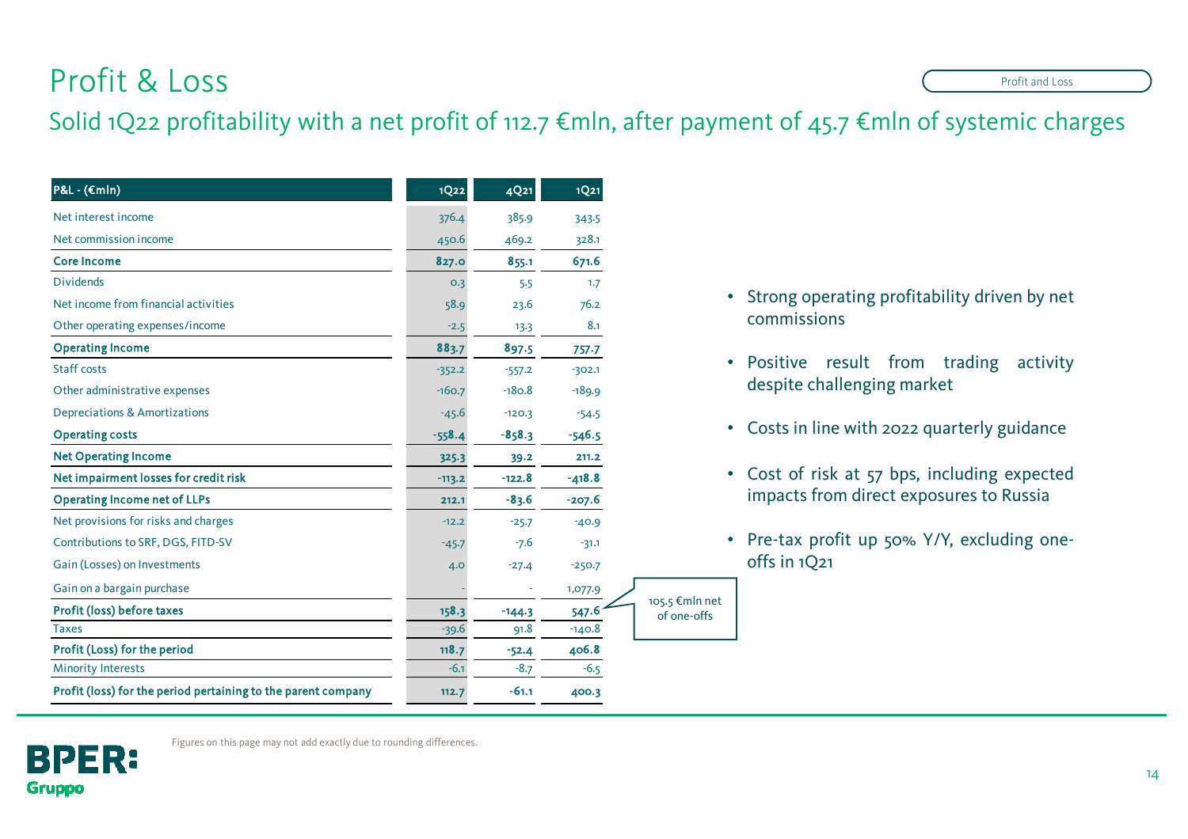# Profit & Loss

## Solid 1Q22 profitability with a net profit of 112.7 €mln, after payment of 45.7 €mln of systemic charges

| P&L - (€mln) | 1Q22 | 4Q21 | 1Q21 |
|---|---|---|---|
| Net interest income | 376.4 | 385.9 | 343.5 |
| Net commission income | 450.6 | 469.2 | 328.1 |
| **Core Income** | **827.0** | **855.1** | **671.6** |
| Dividends | 0.3 | 5.5 | 1.7 |
| Net income from financial activities | 58.9 | 23.6 | 76.2 |
| Other operating expenses/income | -2.5 | 13.3 | 8.1 |
| **Operating Income** | **883.7** | **897.5** | **757.7** |
| Staff costs | -352.2 | -557.2 | -302.1 |
| Other administrative expenses | -160.7 | -180.8 | -189.9 |
| Depreciations & Amortizations | -45.6 | -120.3 | -54.5 |
| **Operating costs** | **-558.4** | **-858.3** | **-546.5** |
| **Net Operating Income** | **325.3** | **39.2** | **211.2** |
| **Net impairment losses for credit risk** | **-113.2** | **-122.8** | **-418.8** |
| **Operating Income net of LLPs** | **212.1** | **-83.6** | **-207.6** |
| Net provisions for risks and charges | -12.2 | -25.7 | -40.9 |
| Contributions to SRF, DGS, FITD-SV | -45.7 | -7.6 | -31.1 |
| Gain (Losses) on Investments | 4.0 | -27.4 | -250.7 |
| Gain on a bargain purchase | - | - | 1,077.9 |
| **Profit (loss) before taxes** | **158.3** | **-144.3** | **547.6** |
| Taxes | -39.6 | 91.8 | -140.8 |
| **Profit (Loss) for the period** | **118.7** | **-52.4** | **406.8** |
| Minority Interests | -6.1 | -8.7 | -6.5 |
| **Profit (loss) for the period pertaining to the parent company** | **112.7** | **-61.1** | **400.3** |

105.5 €mln net of one-offs

- Strong operating profitability driven by net commissions
- Positive result from trading activity despite challenging market
- Costs in line with 2022 quarterly guidance
- Cost of risk at 57 bps, including expected impacts from direct exposures to Russia
- Pre-tax profit up 50% Y/Y, excluding one-offs in 1Q21

Figures on this page may not add exactly due to rounding differences.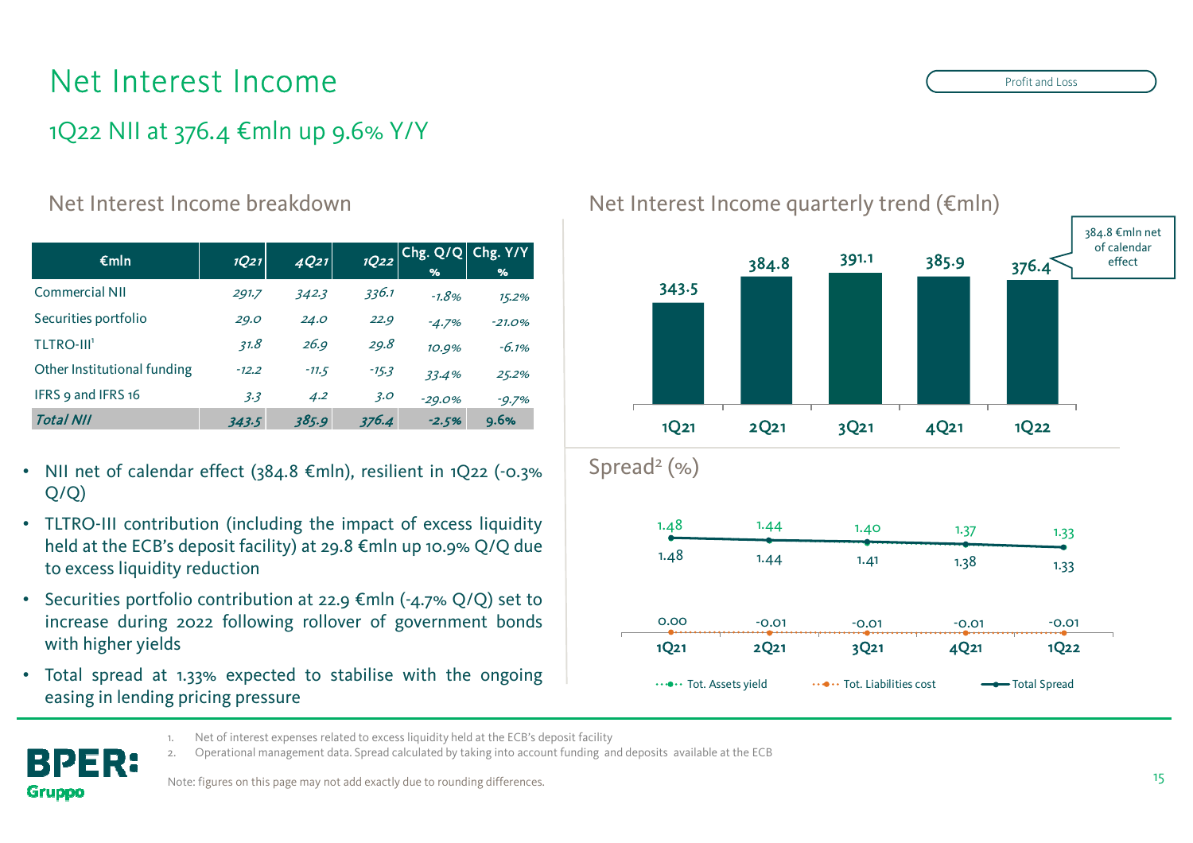# Net Interest Income

Profit and Loss

## 1Q22 NII at 376.4 €mln up 9.6% Y/Y

### Net Interest Income breakdown

| €mln | 1Q21 | 4Q21 | 1Q22 | Chg. Q/Q % | Chg. Y/Y % |
|---|---|---|---|---|---|
| Commercial NII | 291.7 | 342.3 | 336.1 | -1.8% | 15.2% |
| Securities portfolio | 29.0 | 24.0 | 22.9 | -4.7% | -21.0% |
| TLTRO-III[1] | 31.8 | 26.9 | 29.8 | 10.9% | -6.1% |
| Other Institutional funding | -12.2 | -11.5 | -15.3 | 33.4% | 25.2% |
| IFRS 9 and IFRS 16 | 3.3 | 4.2 | 3.0 | -29.0% | -9.7% |
| ***Total NII*** | ***343.5*** | ***385.9*** | ***376.4*** | ***-2.5%*** | **9.6%** |

- NII net of calendar effect (384.8 €mln), resilient in 1Q22 (-0.3% Q/Q)
- TLTRO-III contribution (including the impact of excess liquidity held at the ECB's deposit facility) at 29.8 €mln up 10.9% Q/Q due to excess liquidity reduction
- Securities portfolio contribution at 22.9 €mln (-4.7% Q/Q) set to increase during 2022 following rollover of government bonds with higher yields
- Total spread at 1.33% expected to stabilise with the ongoing easing in lending pricing pressure

### Net Interest Income quarterly trend (€mln)

| | 1Q21 | 2Q21 | 3Q21 | 4Q21 | 1Q22 |
|---|---|---|---|---|---|
| NII | 343.5 | 384.8 | 391.1 | 385.9 | 376.4 |

384.8 €mln net of calendar effect

### Spread[2] (%)

| | 1Q21 | 2Q21 | 3Q21 | 4Q21 | 1Q22 |
|---|---|---|---|---|---|
| Tot. Assets yield | 1.48 | 1.44 | 1.40 | 1.37 | 1.33 |
| Tot. Liabilities cost | 0.00 | -0.01 | -0.01 | -0.01 | -0.01 |
| Total Spread | 1.48 | 1.44 | 1.41 | 1.38 | 1.33 |

1. Net of interest expenses related to excess liquidity held at the ECB's deposit facility
2. Operational management data. Spread calculated by taking into account funding and deposits available at the ECB

Note: figures on this page may not add exactly due to rounding differences.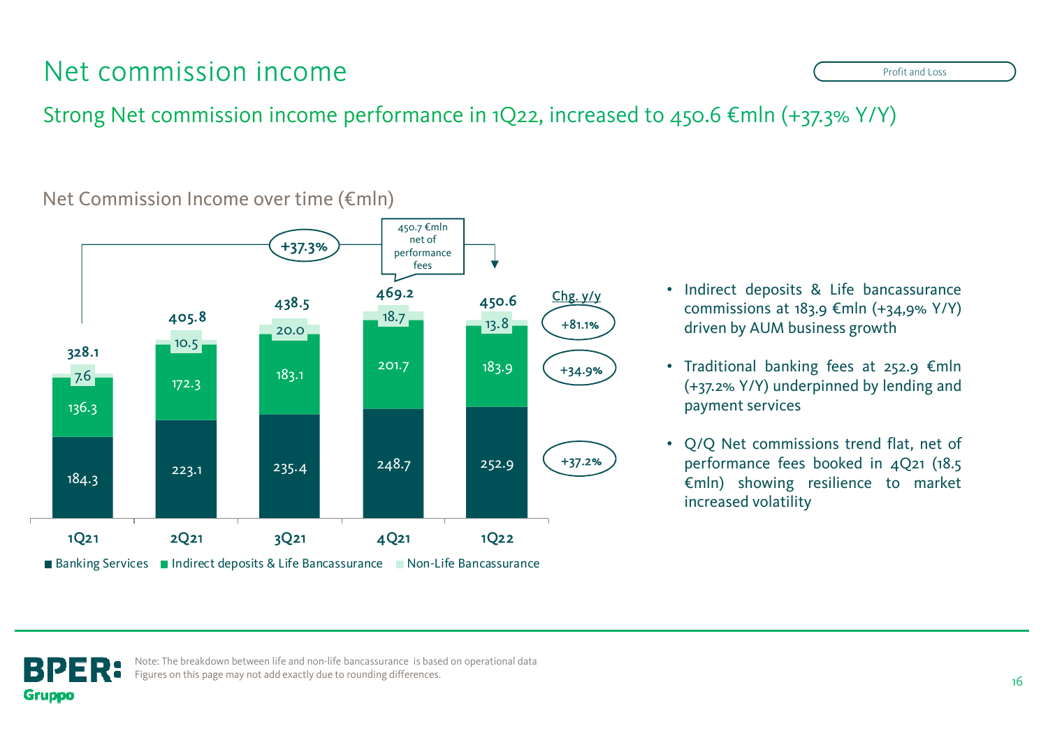# Net commission income

Profit and Loss

## Strong Net commission income performance in 1Q22, increased to 450.6 €mln (+37.3% Y/Y)

### Net Commission Income over time (€mln)

| | 1Q21 | 2Q21 | 3Q21 | 4Q21 | 1Q22 | Chg. y/y |
|---|---|---|---|---|---|---|
| Non-Life Bancassurance | 7.6 | 10.5 | 20.0 | 18.7 | 13.8 | +81.1% |
| Indirect deposits & Life Bancassurance | 136.3 | 172.3 | 183.1 | 201.7 | 183.9 | +34.9% |
| Banking Services | 184.3 | 223.1 | 235.4 | 248.7 | 252.9 | +37.2% |
| Total | 328.1 | 405.8 | 438.5 | 469.2 | 450.6 | |

+37.3% (1Q21 vs 1Q22)

450.7 €mln net of performance fees (4Q21)

- Indirect deposits & Life bancassurance commissions at 183.9 €mln (+34,9% Y/Y) driven by AUM business growth
- Traditional banking fees at 252.9 €mln (+37.2% Y/Y) underpinned by lending and payment services
- Q/Q Net commissions trend flat, net of performance fees booked in 4Q21 (18.5 €mln) showing resilience to market increased volatility

Note: The breakdown between life and non-life bancassurance is based on operational data
Figures on this page may not add exactly due to rounding differences.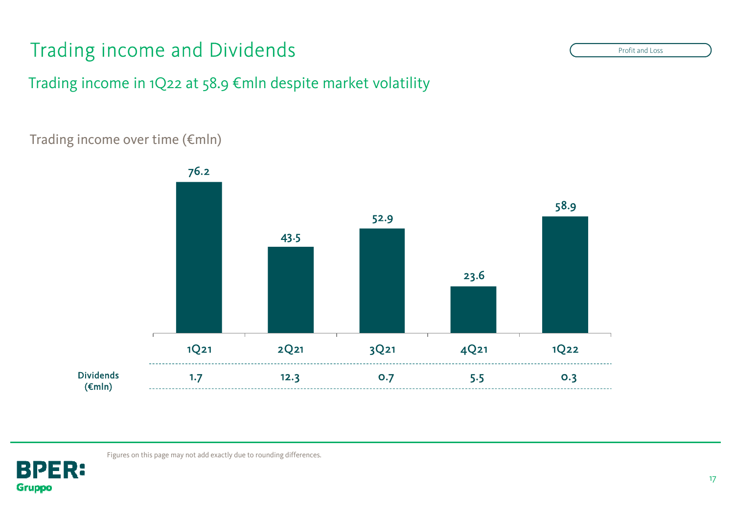# Trading income and Dividends

Profit and Loss

## Trading income in 1Q22 at 58.9 €mln despite market volatility

Trading income over time (€mln)

| | 1Q21 | 2Q21 | 3Q21 | 4Q21 | 1Q22 |
|---|---|---|---|---|---|
| Trading income (€mln) | 76.2 | 43.5 | 52.9 | 23.6 | 58.9 |
| **Dividends (€mln)** | 1.7 | 12.3 | 0.7 | 5.5 | 0.3 |

Figures on this page may not add exactly due to rounding differences.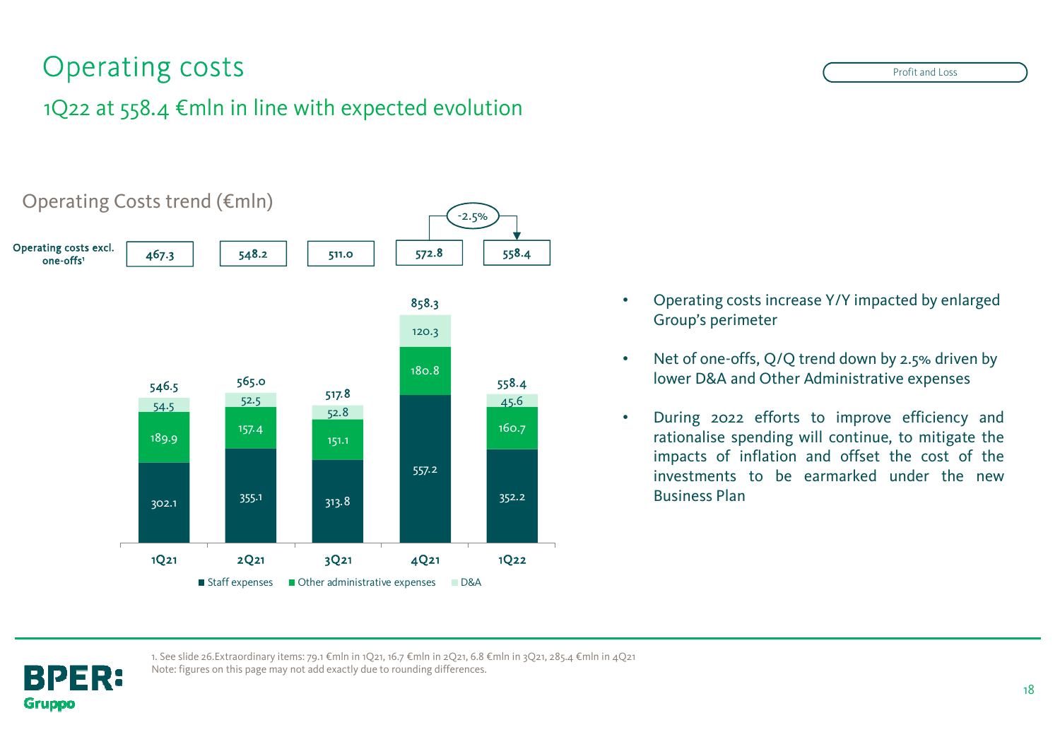# Operating costs

## 1Q22 at 558.4 €mln in line with expected evolution

Profit and Loss

### Operating Costs trend (€mln)

| | 1Q21 | 2Q21 | 3Q21 | 4Q21 | 1Q22 |
|---|---|---|---|---|---|
| Operating costs excl. one-offs[1] | 467.3 | 548.2 | 511.0 | 572.8 | 558.4 |
| Staff expenses | 302.1 | 355.1 | 313.8 | 557.2 | 352.2 |
| Other administrative expenses | 189.9 | 157.4 | 151.1 | 180.8 | 160.7 |
| D&A | 54.5 | 52.5 | 52.8 | 120.3 | 45.6 |
| Total | 546.5 | 565.0 | 517.8 | 858.3 | 558.4 |

4Q21 → 1Q22 (excl. one-offs): -2.5%

- Operating costs increase Y/Y impacted by enlarged Group's perimeter
- Net of one-offs, Q/Q trend down by 2.5% driven by lower D&A and Other Administrative expenses
- During 2022 efforts to improve efficiency and rationalise spending will continue, to mitigate the impacts of inflation and offset the cost of the investments to be earmarked under the new Business Plan

1. See slide 26.Extraordinary items: 79.1 €mln in 1Q21, 16.7 €mln in 2Q21, 6.8 €mln in 3Q21, 285.4 €mln in 4Q21
Note: figures on this page may not add exactly due to rounding differences.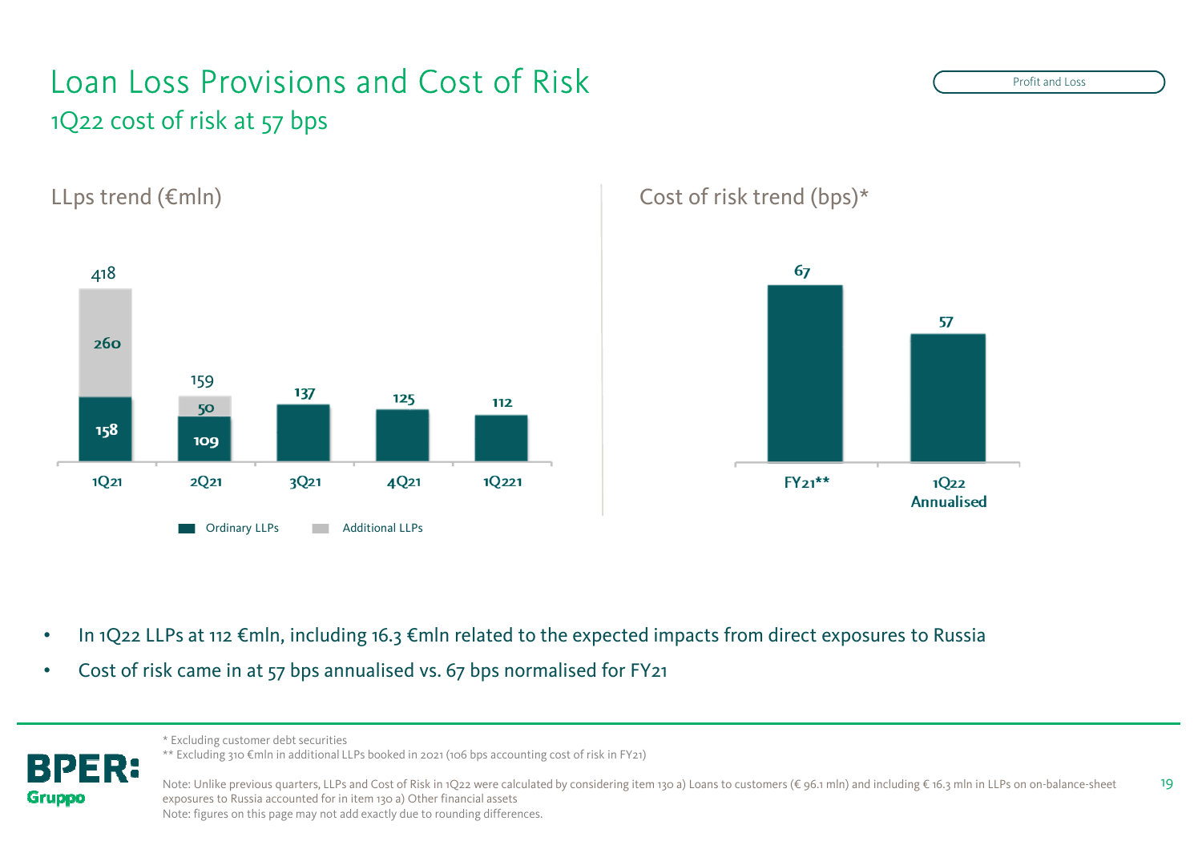# Loan Loss Provisions and Cost of Risk

## 1Q22 cost of risk at 57 bps

Profit and Loss

### LLps trend (€mln)

| | 1Q21 | 2Q21 | 3Q21 | 4Q21 | 1Q221 |
|---|---|---|---|---|---|
| Ordinary LLPs | 158 | 109 | 137 | 125 | 112 |
| Additional LLPs | 260 | 50 | | | |
| Total | 418 | 159 | 137 | 125 | 112 |

### Cost of risk trend (bps)*

| FY21** | 1Q22 Annualised |
|---|---|
| 67 | 57 |

- In 1Q22 LLPs at 112 €mln, including 16.3 €mln related to the expected impacts from direct exposures to Russia
- Cost of risk came in at 57 bps annualised vs. 67 bps normalised for FY21

\* Excluding customer debt securities

** Excluding 310 €mln in additional LLPs booked in 2021 (106 bps accounting cost of risk in FY21)

Note: Unlike previous quarters, LLPs and Cost of Risk in 1Q22 were calculated by considering item 130 a) Loans to customers (€ 96.1 mln) and including € 16.3 mln in LLPs on on-balance-sheet exposures to Russia accounted for in item 130 a) Other financial assets

Note: figures on this page may not add exactly due to rounding differences.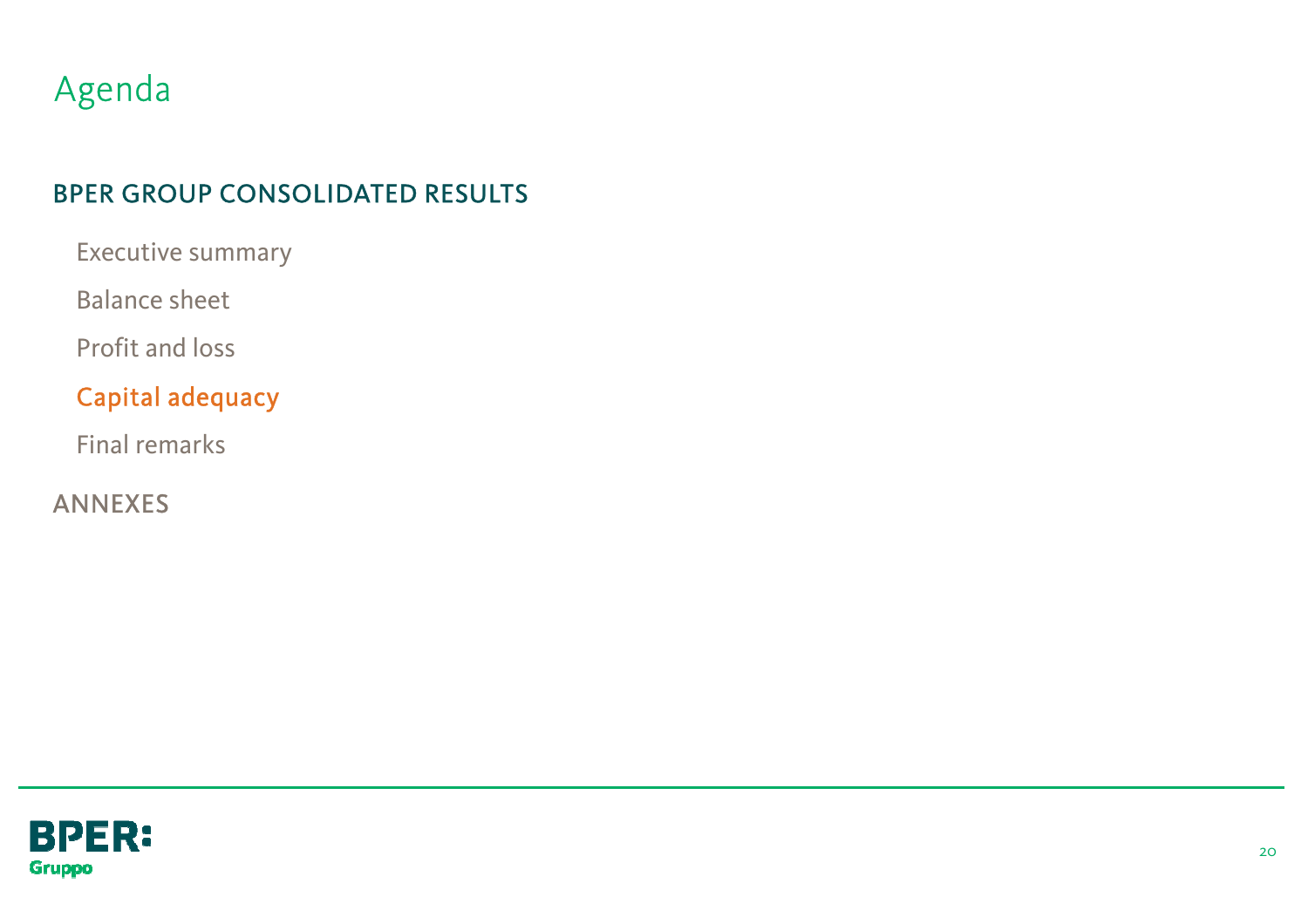# Agenda

## BPER GROUP CONSOLIDATED RESULTS

- Executive summary
- Balance sheet
- Profit and loss
- **Capital adequacy**
- Final remarks

## ANNEXES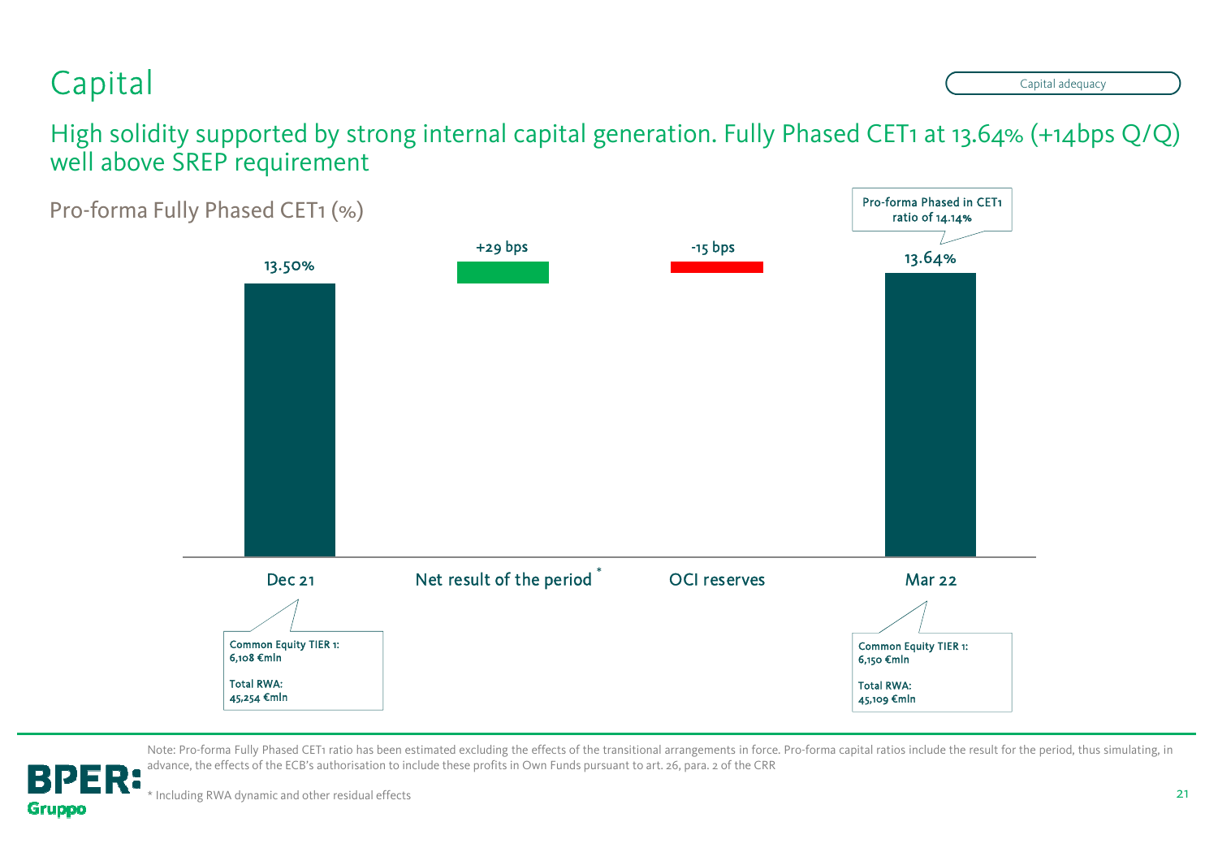# Capital

Capital adequacy

## High solidity supported by strong internal capital generation. Fully Phased CET1 at 13.64% (+14bps Q/Q) well above SREP requirement

### Pro-forma Fully Phased CET1 (%)

| Dec 21 | Net result of the period * | OCI reserves | Mar 22 |
|---|---|---|---|
| 13.50% | +29 bps | -15 bps | 13.64% |

Pro-forma Phased in CET1 ratio of 14.14%

**Dec 21**
Common Equity TIER 1: 6,108 €mln
Total RWA: 45,254 €mln

**Mar 22**
Common Equity TIER 1: 6,150 €mln
Total RWA: 45,109 €mln

Note: Pro-forma Fully Phased CET1 ratio has been estimated excluding the effects of the transitional arrangements in force. Pro-forma capital ratios include the result for the period, thus simulating, in advance, the effects of the ECB's authorisation to include these profits in Own Funds pursuant to art. 26, para. 2 of the CRR

\* Including RWA dynamic and other residual effects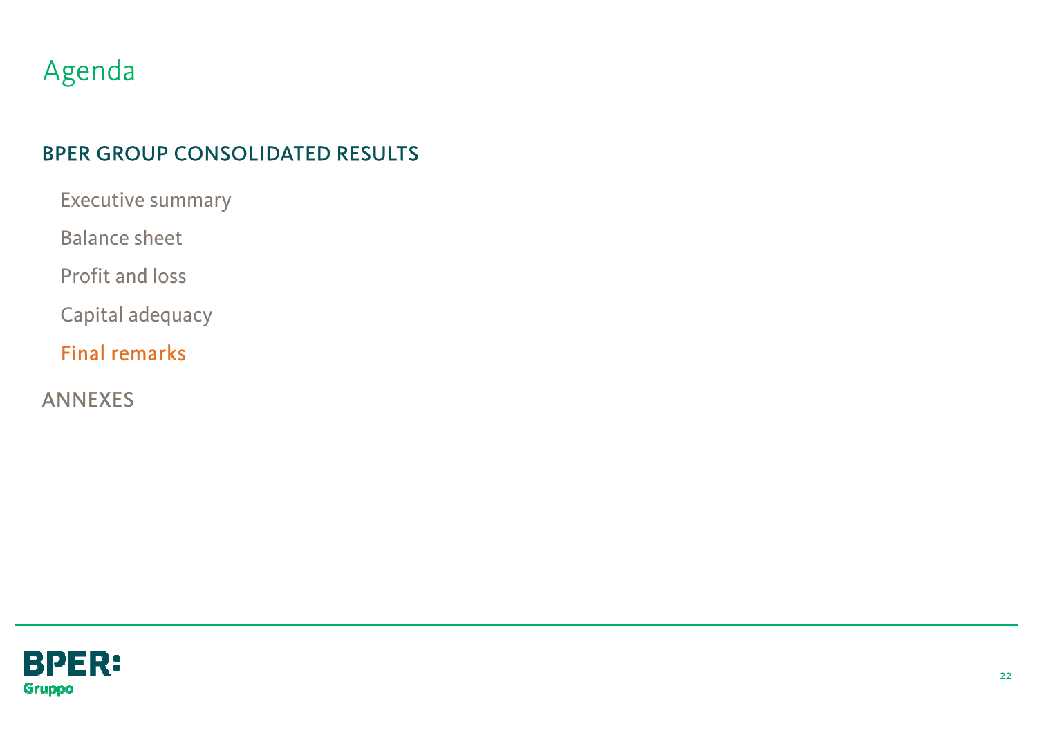# Agenda

## BPER GROUP CONSOLIDATED RESULTS

- Executive summary
- Balance sheet
- Profit and loss
- Capital adequacy
- Final remarks

## ANNEXES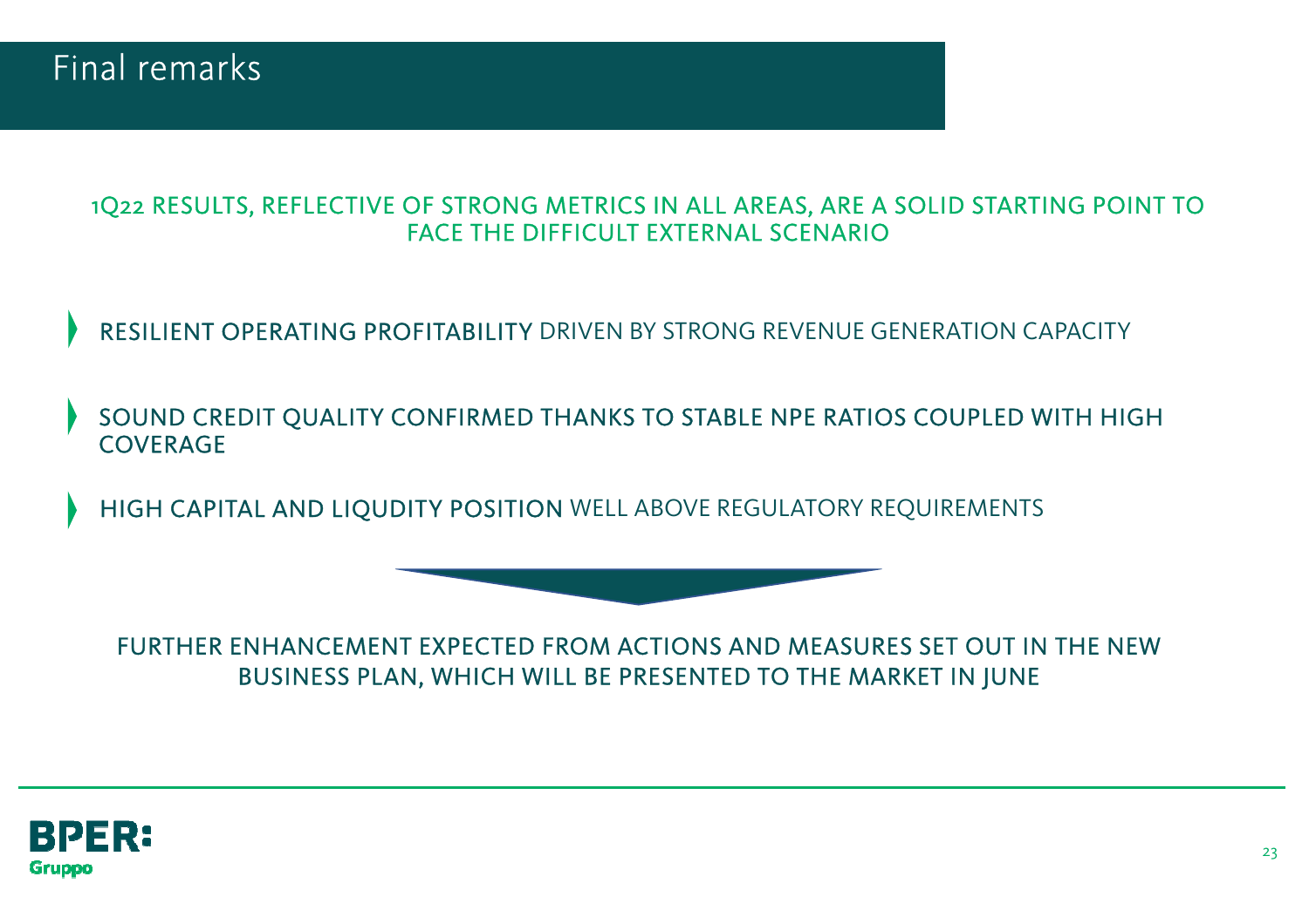# Final remarks

1Q22 RESULTS, REFLECTIVE OF STRONG METRICS IN ALL AREAS, ARE A SOLID STARTING POINT TO FACE THE DIFFICULT EXTERNAL SCENARIO

- RESILIENT OPERATING PROFITABILITY DRIVEN BY STRONG REVENUE GENERATION CAPACITY
- SOUND CREDIT QUALITY CONFIRMED THANKS TO STABLE NPE RATIOS COUPLED WITH HIGH COVERAGE
- HIGH CAPITAL AND LIQUDITY POSITION WELL ABOVE REGULATORY REQUIREMENTS

FURTHER ENHANCEMENT EXPECTED FROM ACTIONS AND MEASURES SET OUT IN THE NEW BUSINESS PLAN, WHICH WILL BE PRESENTED TO THE MARKET IN JUNE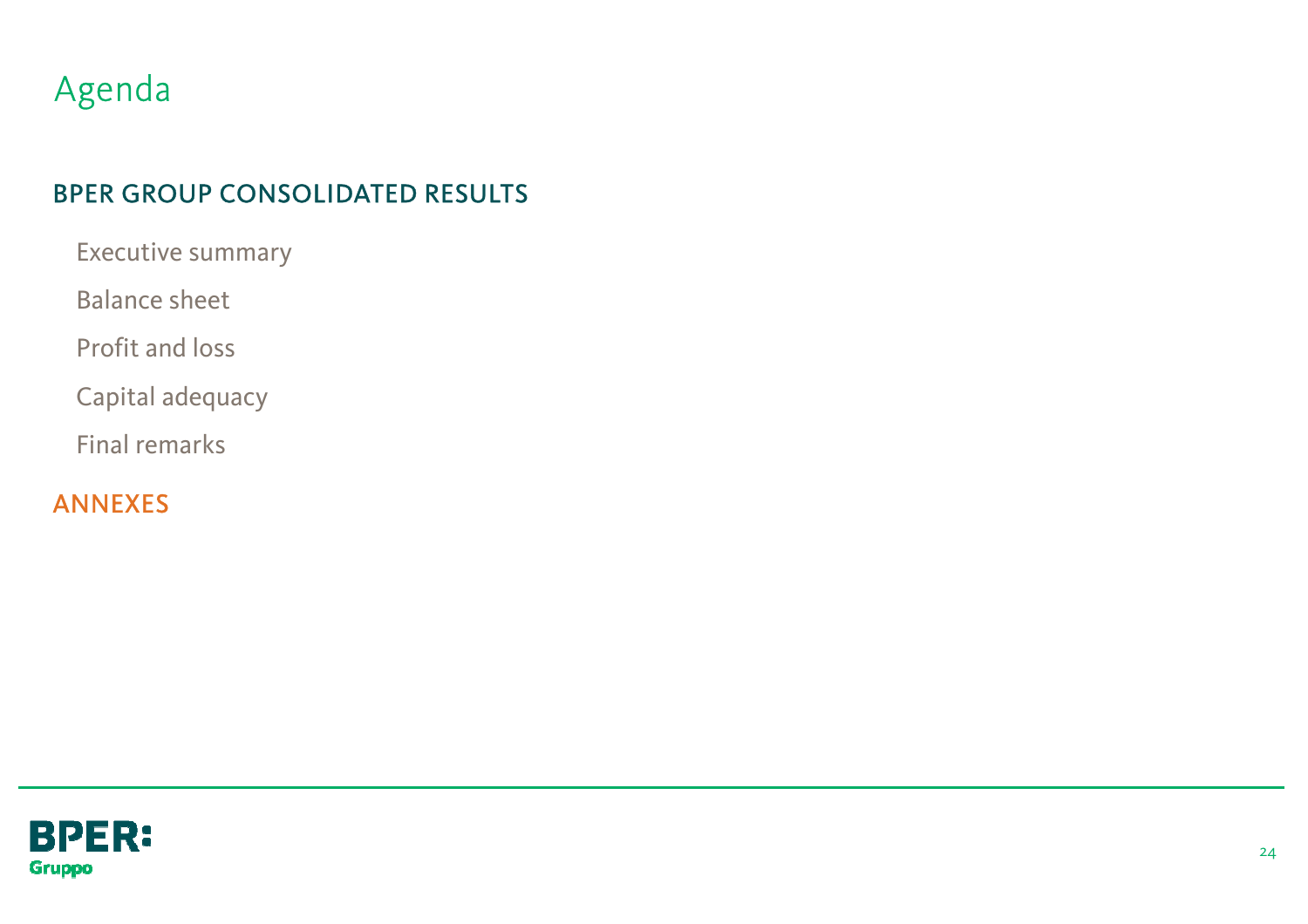# Agenda

## BPER GROUP CONSOLIDATED RESULTS

- Executive summary
- Balance sheet
- Profit and loss
- Capital adequacy
- Final remarks

## ANNEXES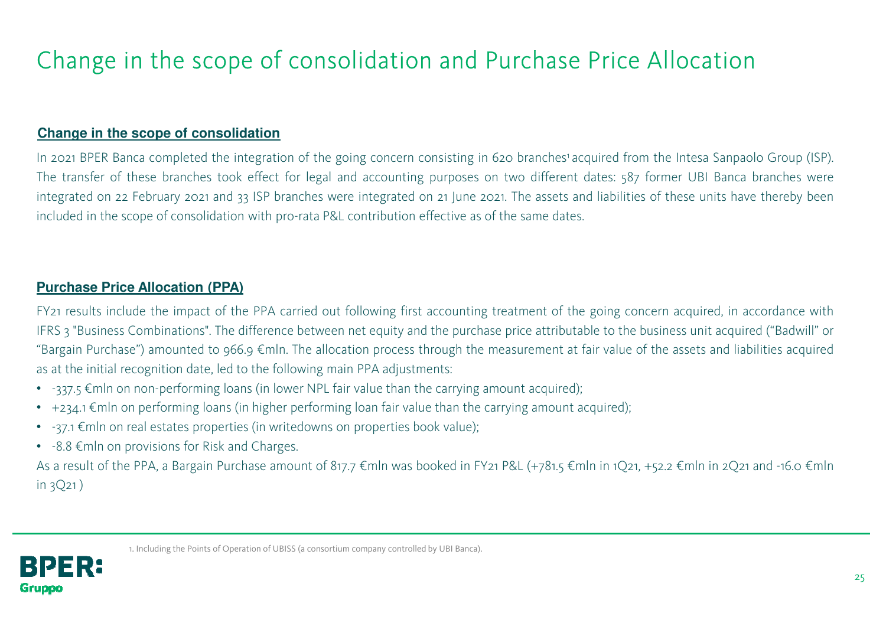# Change in the scope of consolidation and Purchase Price Allocation

## Change in the scope of consolidation

In 2021 BPER Banca completed the integration of the going concern consisting in 620 branches[1] acquired from the Intesa Sanpaolo Group (ISP). The transfer of these branches took effect for legal and accounting purposes on two different dates: 587 former UBI Banca branches were integrated on 22 February 2021 and 33 ISP branches were integrated on 21 June 2021. The assets and liabilities of these units have thereby been included in the scope of consolidation with pro-rata P&L contribution effective as of the same dates.

## Purchase Price Allocation (PPA)

FY21 results include the impact of the PPA carried out following first accounting treatment of the going concern acquired, in accordance with IFRS 3 "Business Combinations". The difference between net equity and the purchase price attributable to the business unit acquired ("Badwill" or "Bargain Purchase") amounted to 966.9 €mln. The allocation process through the measurement at fair value of the assets and liabilities acquired as at the initial recognition date, led to the following main PPA adjustments:

- -337.5 €mln on non-performing loans (in lower NPL fair value than the carrying amount acquired);
- +234.1 €mln on performing loans (in higher performing loan fair value than the carrying amount acquired);
- -37.1 €mln on real estates properties (in writedowns on properties book value);
- -8.8 €mln on provisions for Risk and Charges.

As a result of the PPA, a Bargain Purchase amount of 817.7 €mln was booked in FY21 P&L (+781.5 €mln in 1Q21, +52.2 €mln in 2Q21 and -16.0 €mln in 3Q21 )

1. Including the Points of Operation of UBISS (a consortium company controlled by UBI Banca).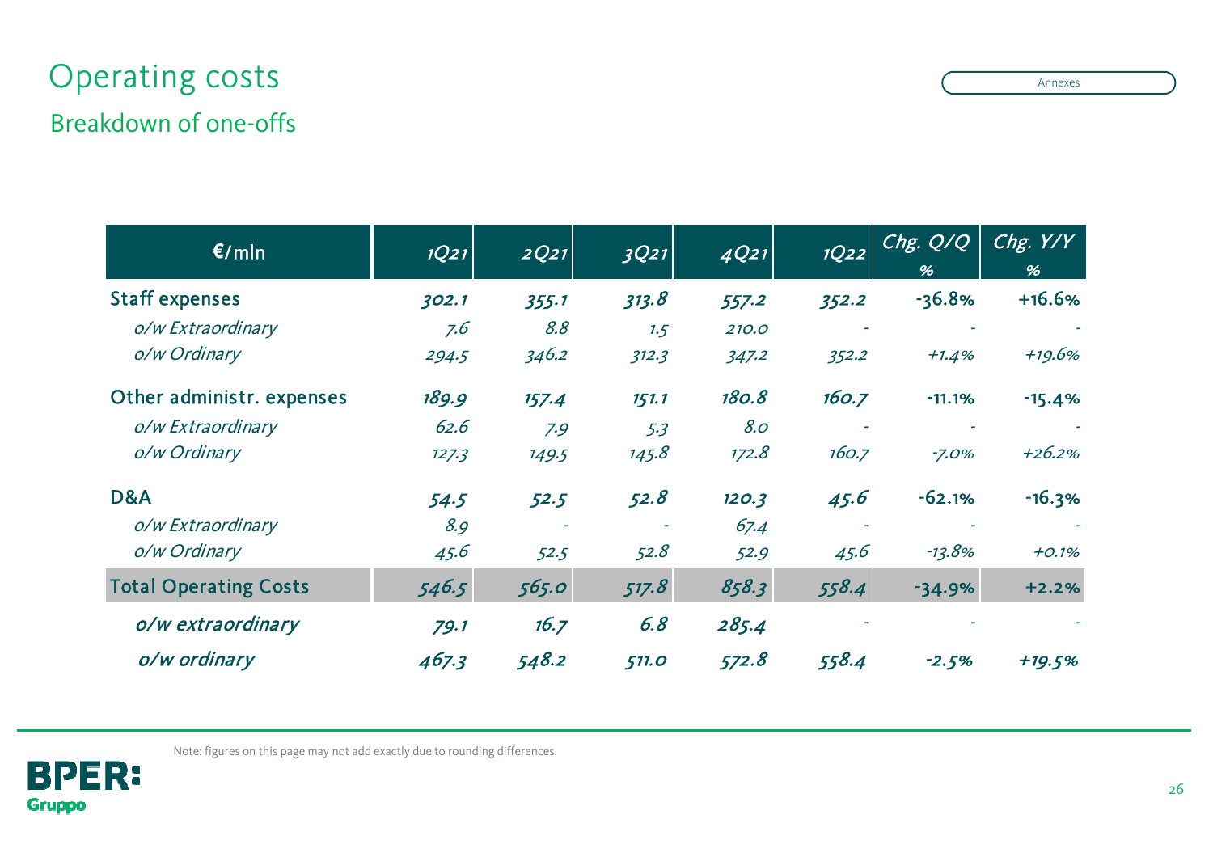# Operating costs

## Breakdown of one-offs

Annexes

| €/mln | 1Q21 | 2Q21 | 3Q21 | 4Q21 | 1Q22 | Chg. Q/Q % | Chg. Y/Y % |
|---|---|---|---|---|---|---|---|
| **Staff expenses** | **302.1** | **355.1** | **313.8** | **557.2** | **352.2** | **-36.8%** | **+16.6%** |
| *o/w Extraordinary* | 7.6 | 8.8 | 1.5 | 210.0 | - | - | - |
| *o/w Ordinary* | 294.5 | 346.2 | 312.3 | 347.2 | 352.2 | +1.4% | +19.6% |
| **Other administr. expenses** | **189.9** | **157.4** | **151.1** | **180.8** | **160.7** | **-11.1%** | **-15.4%** |
| *o/w Extraordinary* | 62.6 | 7.9 | 5.3 | 8.0 | - | - | - |
| *o/w Ordinary* | 127.3 | 149.5 | 145.8 | 172.8 | 160.7 | -7.0% | +26.2% |
| **D&A** | **54.5** | **52.5** | **52.8** | **120.3** | **45.6** | **-62.1%** | **-16.3%** |
| *o/w Extraordinary* | 8.9 | - | - | 67.4 | - | - | - |
| *o/w Ordinary* | 45.6 | 52.5 | 52.8 | 52.9 | 45.6 | -13.8% | +0.1% |
| **Total Operating Costs** | **546.5** | **565.0** | **517.8** | **858.3** | **558.4** | **-34.9%** | **+2.2%** |
| *o/w extraordinary* | 79.1 | 16.7 | 6.8 | 285.4 | - | - | - |
| *o/w ordinary* | 467.3 | 548.2 | 511.0 | 572.8 | 558.4 | -2.5% | +19.5% |

Note: figures on this page may not add exactly due to rounding differences.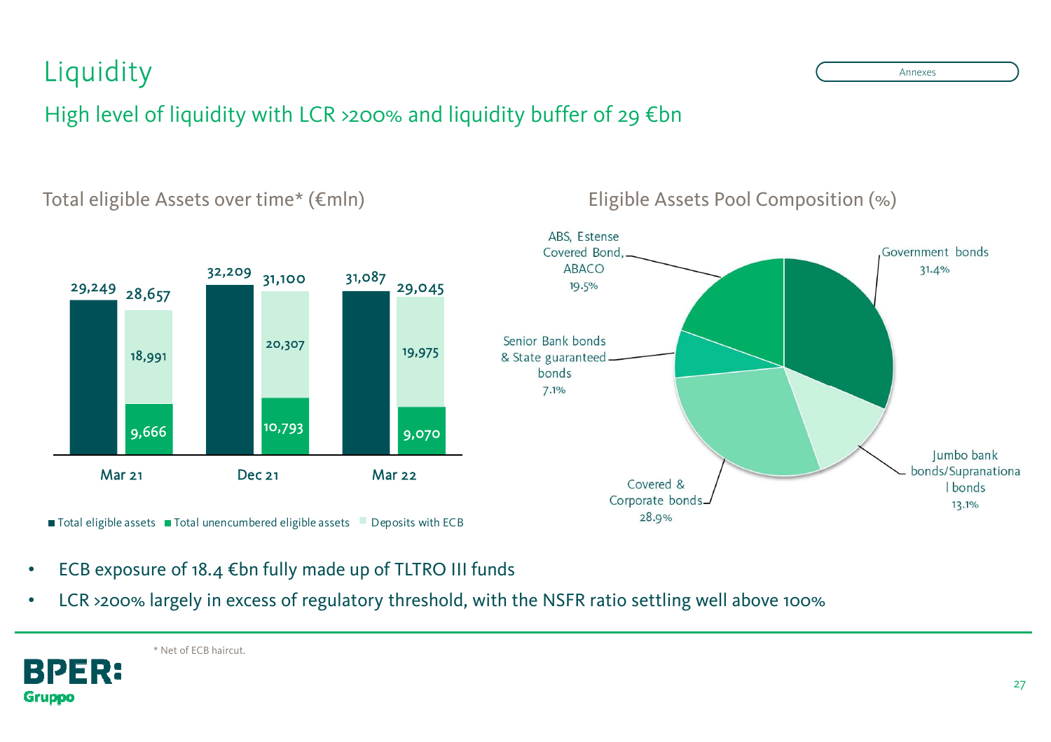# Liquidity

Annexes

## High level of liquidity with LCR >200% and liquidity buffer of 29 €bn

### Total eligible Assets over time* (€mln)

| | Total eligible assets | Total unencumbered eligible assets | Deposits with ECB | Total (unencumbered + deposits) |
|---|---|---|---|---|
| Mar 21 | 29,249 | 9,666 | 18,991 | 28,657 |
| Dec 21 | 32,209 | 10,793 | 20,307 | 31,100 |
| Mar 22 | 31,087 | 9,070 | 19,975 | 29,045 |

### Eligible Assets Pool Composition (%)

| Component | % |
|---|---|
| Government bonds | 31.4% |
| Jumbo bank bonds/Supranational bonds | 13.1% |
| Covered & Corporate bonds | 28.9% |
| Senior Bank bonds & State guaranteed bonds | 7.1% |
| ABS, Estense Covered Bond, ABACO | 19.5% |

- ECB exposure of 18.4 €bn fully made up of TLTRO III funds
- LCR >200% largely in excess of regulatory threshold, with the NSFR ratio settling well above 100%

\* Net of ECB haircut.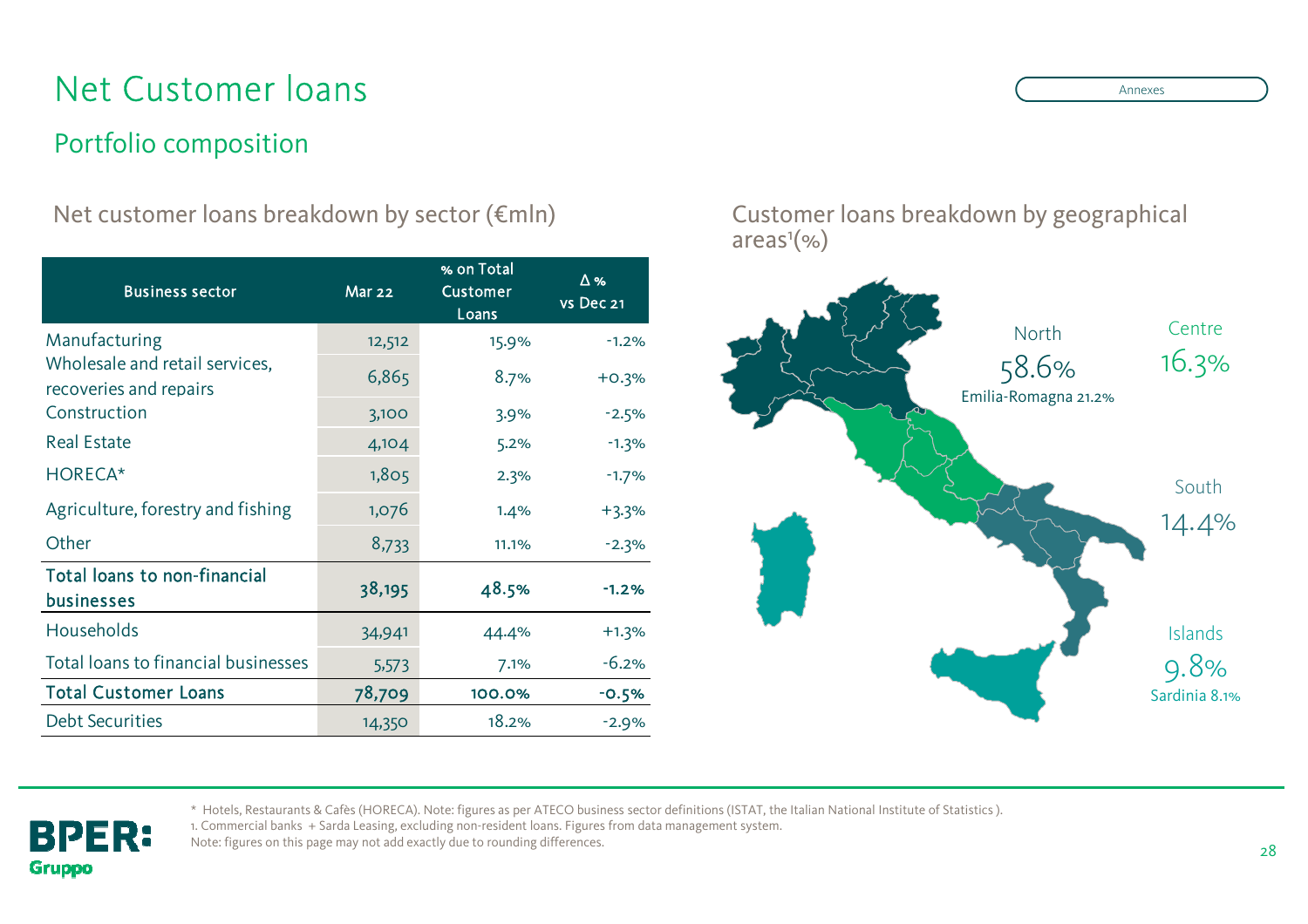# Net Customer loans

Annexes

## Portfolio composition

### Net customer loans breakdown by sector (€mln)

| Business sector | Mar 22 | % on Total Customer Loans | Δ % vs Dec 21 |
|---|---|---|---|
| Manufacturing | 12,512 | 15.9% | -1.2% |
| Wholesale and retail services, recoveries and repairs | 6,865 | 8.7% | +0.3% |
| Construction | 3,100 | 3.9% | -2.5% |
| Real Estate | 4,104 | 5.2% | -1.3% |
| HORECA* | 1,805 | 2.3% | -1.7% |
| Agriculture, forestry and fishing | 1,076 | 1.4% | +3.3% |
| Other | 8,733 | 11.1% | -2.3% |
| **Total loans to non-financial businesses** | **38,195** | **48.5%** | **-1.2%** |
| Households | 34,941 | 44.4% | +1.3% |
| Total loans to financial businesses | 5,573 | 7.1% | -6.2% |
| **Total Customer Loans** | **78,709** | **100.0%** | **-0.5%** |
| Debt Securities | 14,350 | 18.2% | -2.9% |

### Customer loans breakdown by geographical areas[1] (%)

- North: 58.6% (Emilia-Romagna 21.2%)
- Centre: 16.3%
- South: 14.4%
- Islands: 9.8% (Sardinia 8.1%)

\* Hotels, Restaurants & Cafès (HORECA). Note: figures as per ATECO business sector definitions (ISTAT, the Italian National Institute of Statistics ).

1. Commercial banks + Sarda Leasing, excluding non-resident loans. Figures from data management system.

Note: figures on this page may not add exactly due to rounding differences.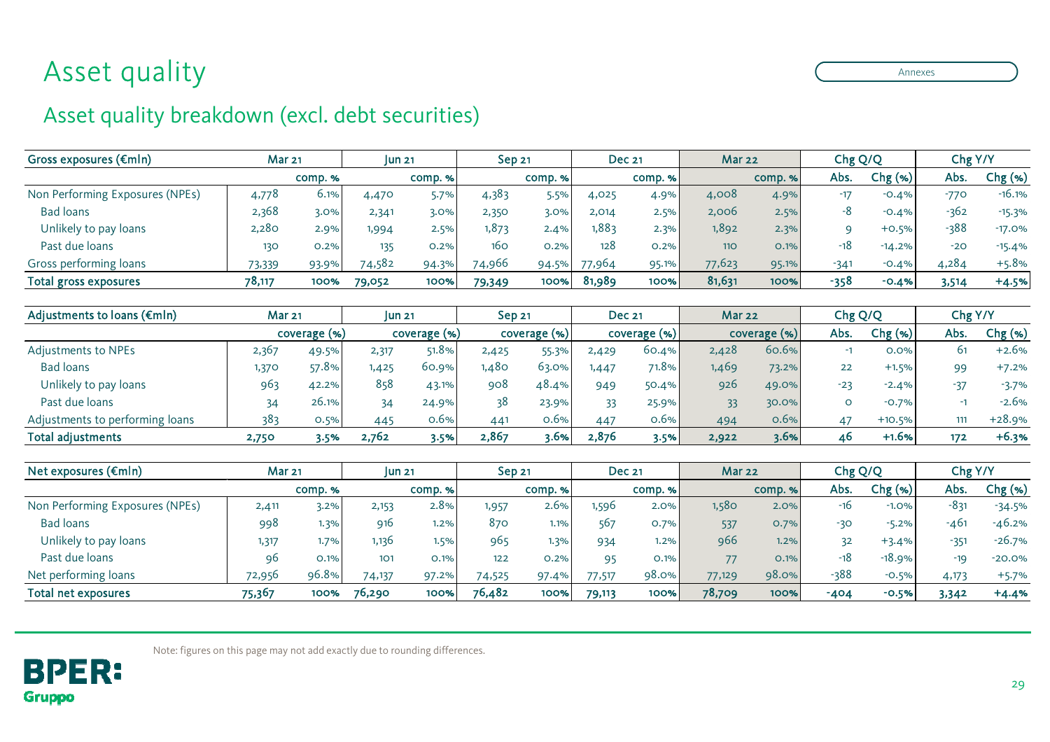# Asset quality

Annexes

## Asset quality breakdown (excl. debt securities)

| Gross exposures (€mln) | Mar 21 | | Jun 21 | | Sep 21 | | Dec 21 | | Mar 22 | | Chg Q/Q | | Chg Y/Y | |
|---|---|---|---|---|---|---|---|---|---|---|---|---|---|---|
| | | comp. % | | comp. % | | comp. % | | comp. % | | comp. % | Abs. | Chg (%) | Abs. | Chg (%) |
| Non Performing Exposures (NPEs) | 4,778 | 6.1% | 4,470 | 5.7% | 4,383 | 5.5% | 4,025 | 4.9% | 4,008 | 4.9% | -17 | -0.4% | -770 | -16.1% |
| Bad loans | 2,368 | 3.0% | 2,341 | 3.0% | 2,350 | 3.0% | 2,014 | 2.5% | 2,006 | 2.5% | -8 | -0.4% | -362 | -15.3% |
| Unlikely to pay loans | 2,280 | 2.9% | 1,994 | 2.5% | 1,873 | 2.4% | 1,883 | 2.3% | 1,892 | 2.3% | 9 | +0.5% | -388 | -17.0% |
| Past due loans | 130 | 0.2% | 135 | 0.2% | 160 | 0.2% | 128 | 0.2% | 110 | 0.1% | -18 | -14.2% | -20 | -15.4% |
| Gross performing loans | 73,339 | 93.9% | 74,582 | 94.3% | 74,966 | 94.5% | 77,964 | 95.1% | 77,623 | 95.1% | -341 | -0.4% | 4,284 | +5.8% |
| **Total gross exposures** | **78,117** | **100%** | **79,052** | **100%** | **79,349** | **100%** | **81,989** | **100%** | **81,631** | **100%** | **-358** | **-0.4%** | **3,514** | **+4.5%** |

| Adjustments to loans (€mln) | Mar 21 | | Jun 21 | | Sep 21 | | Dec 21 | | Mar 22 | | Chg Q/Q | | Chg Y/Y | |
|---|---|---|---|---|---|---|---|---|---|---|---|---|---|---|
| | | coverage (%) | | coverage (%) | | coverage (%) | | coverage (%) | | coverage (%) | Abs. | Chg (%) | Abs. | Chg (%) |
| Adjustments to NPEs | 2,367 | 49.5% | 2,317 | 51.8% | 2,425 | 55.3% | 2,429 | 60.4% | 2,428 | 60.6% | -1 | 0.0% | 61 | +2.6% |
| Bad loans | 1,370 | 57.8% | 1,425 | 60.9% | 1,480 | 63.0% | 1,447 | 71.8% | 1,469 | 73.2% | 22 | +1.5% | 99 | +7.2% |
| Unlikely to pay loans | 963 | 42.2% | 858 | 43.1% | 908 | 48.4% | 949 | 50.4% | 926 | 49.0% | -23 | -2.4% | -37 | -3.7% |
| Past due loans | 34 | 26.1% | 34 | 24.9% | 38 | 23.9% | 33 | 25.9% | 33 | 30.0% | 0 | -0.7% | -1 | -2.6% |
| Adjustments to performing loans | 383 | 0.5% | 445 | 0.6% | 441 | 0.6% | 447 | 0.6% | 494 | 0.6% | 47 | +10.5% | 111 | +28.9% |
| **Total adjustments** | **2,750** | **3.5%** | **2,762** | **3.5%** | **2,867** | **3.6%** | **2,876** | **3.5%** | **2,922** | **3.6%** | **46** | **+1.6%** | **172** | **+6.3%** |

| Net exposures (€mln) | Mar 21 | | Jun 21 | | Sep 21 | | Dec 21 | | Mar 22 | | Chg Q/Q | | Chg Y/Y | |
|---|---|---|---|---|---|---|---|---|---|---|---|---|---|---|
| | | comp. % | | comp. % | | comp. % | | comp. % | | comp. % | Abs. | Chg (%) | Abs. | Chg (%) |
| Non Performing Exposures (NPEs) | 2,411 | 3.2% | 2,153 | 2.8% | 1,957 | 2.6% | 1,596 | 2.0% | 1,580 | 2.0% | -16 | -1.0% | -831 | -34.5% |
| Bad loans | 998 | 1.3% | 916 | 1.2% | 870 | 1.1% | 567 | 0.7% | 537 | 0.7% | -30 | -5.2% | -461 | -46.2% |
| Unlikely to pay loans | 1,317 | 1.7% | 1,136 | 1.5% | 965 | 1.3% | 934 | 1.2% | 966 | 1.2% | 32 | +3.4% | -351 | -26.7% |
| Past due loans | 96 | 0.1% | 101 | 0.1% | 122 | 0.2% | 95 | 0.1% | 77 | 0.1% | -18 | -18.9% | -19 | -20.0% |
| Net performing loans | 72,956 | 96.8% | 74,137 | 97.2% | 74,525 | 97.4% | 77,517 | 98.0% | 77,129 | 98.0% | -388 | -0.5% | 4,173 | +5.7% |
| **Total net exposures** | **75,367** | **100%** | **76,290** | **100%** | **76,482** | **100%** | **79,113** | **100%** | **78,709** | **100%** | **-404** | **-0.5%** | **3,342** | **+4.4%** |

Note: figures on this page may not add exactly due to rounding differences.

BPER: Gruppo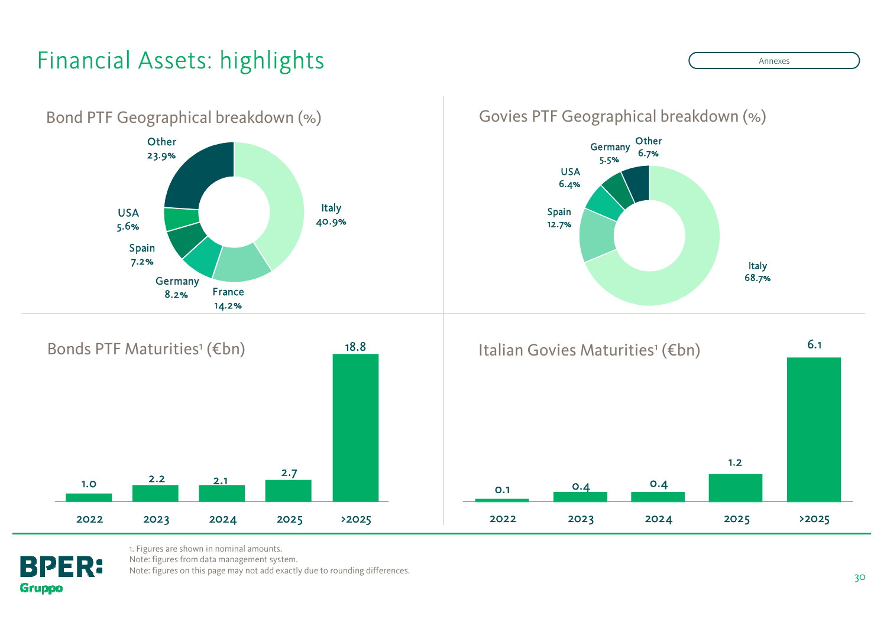# Financial Assets: highlights

Annexes

## Bond PTF Geographical breakdown (%)

| Country | % |
| --- | --- |
| Italy | 40.9% |
| France | 14.2% |
| Germany | 8.2% |
| Spain | 7.2% |
| USA | 5.6% |
| Other | 23.9% |

## Govies PTF Geographical breakdown (%)

| Country | % |
| --- | --- |
| Italy | 68.7% |
| Spain | 12.7% |
| USA | 6.4% |
| Germany | 5.5% |
| Other | 6.7% |

## Bonds PTF Maturities[1] (€bn)

| 2022 | 2023 | 2024 | 2025 | >2025 |
| --- | --- | --- | --- | --- |
| 1.0 | 2.2 | 2.1 | 2.7 | 18.8 |

## Italian Govies Maturities[1] (€bn)

| 2022 | 2023 | 2024 | 2025 | >2025 |
| --- | --- | --- | --- | --- |
| 0.1 | 0.4 | 0.4 | 1.2 | 6.1 |

1. Figures are shown in nominal amounts.
Note: figures from data management system.
Note: figures on this page may not add exactly due to rounding differences.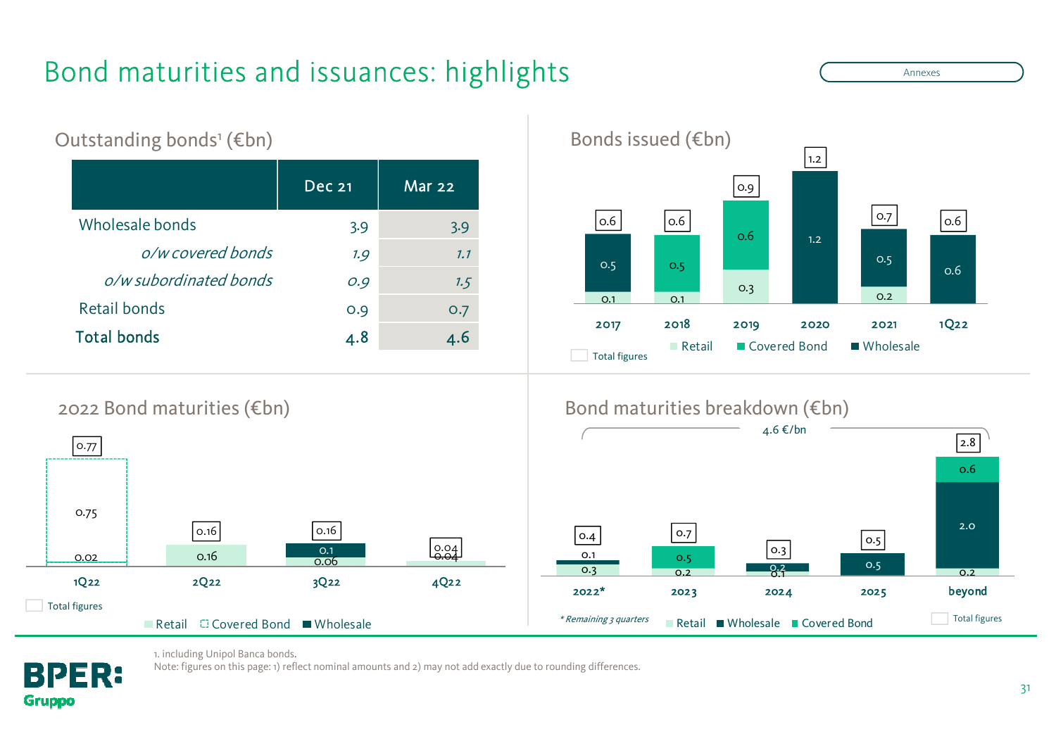# Bond maturities and issuances: highlights

Annexes

## Outstanding bonds[1] (€bn)

| | Dec 21 | Mar 22 |
|---|---|---|
| Wholesale bonds | 3.9 | 3.9 |
| *o/w covered bonds* | *1.9* | *1.1* |
| *o/w subordinated bonds* | *0.9* | *1.5* |
| Retail bonds | 0.9 | 0.7 |
| **Total bonds** | **4.8** | **4.6** |

## Bonds issued (€bn)

| | 2017 | 2018 | 2019 | 2020 | 2021 | 1Q22 |
|---|---|---|---|---|---|---|
| Retail | 0.1 | 0.1 | 0.3 | | 0.2 | |
| Covered Bond | | 0.5 | 0.6 | | | |
| Wholesale | 0.5 | | | 1.2 | 0.5 | 0.6 |
| Total figures | 0.6 | 0.6 | 0.9 | 1.2 | 0.7 | 0.6 |

## 2022 Bond maturities (€bn)

| | 1Q22 | 2Q22 | 3Q22 | 4Q22 |
|---|---|---|---|---|
| Retail | 0.02 | 0.16 | 0.06 | 0.04 |
| Covered Bond | 0.75 | | | |
| Wholesale | | | 0.1 | |
| Total figures | 0.77 | 0.16 | 0.16 | 0.04 |

## Bond maturities breakdown (€bn)

4.6 €/bn

| | 2022* | 2023 | 2024 | 2025 | beyond |
|---|---|---|---|---|---|
| Retail | 0.3 | 0.2 | 0.1 | | 0.2 |
| Wholesale | 0.1 | | 0.2 | 0.5 | 2.0 |
| Covered Bond | | 0.5 | | | 0.6 |
| Total figures | 0.4 | 0.7 | 0.3 | 0.5 | 2.8 |

\* Remaining 3 quarters

1. including Unipol Banca bonds.
Note: figures on this page: 1) reflect nominal amounts and 2) may not add exactly due to rounding differences.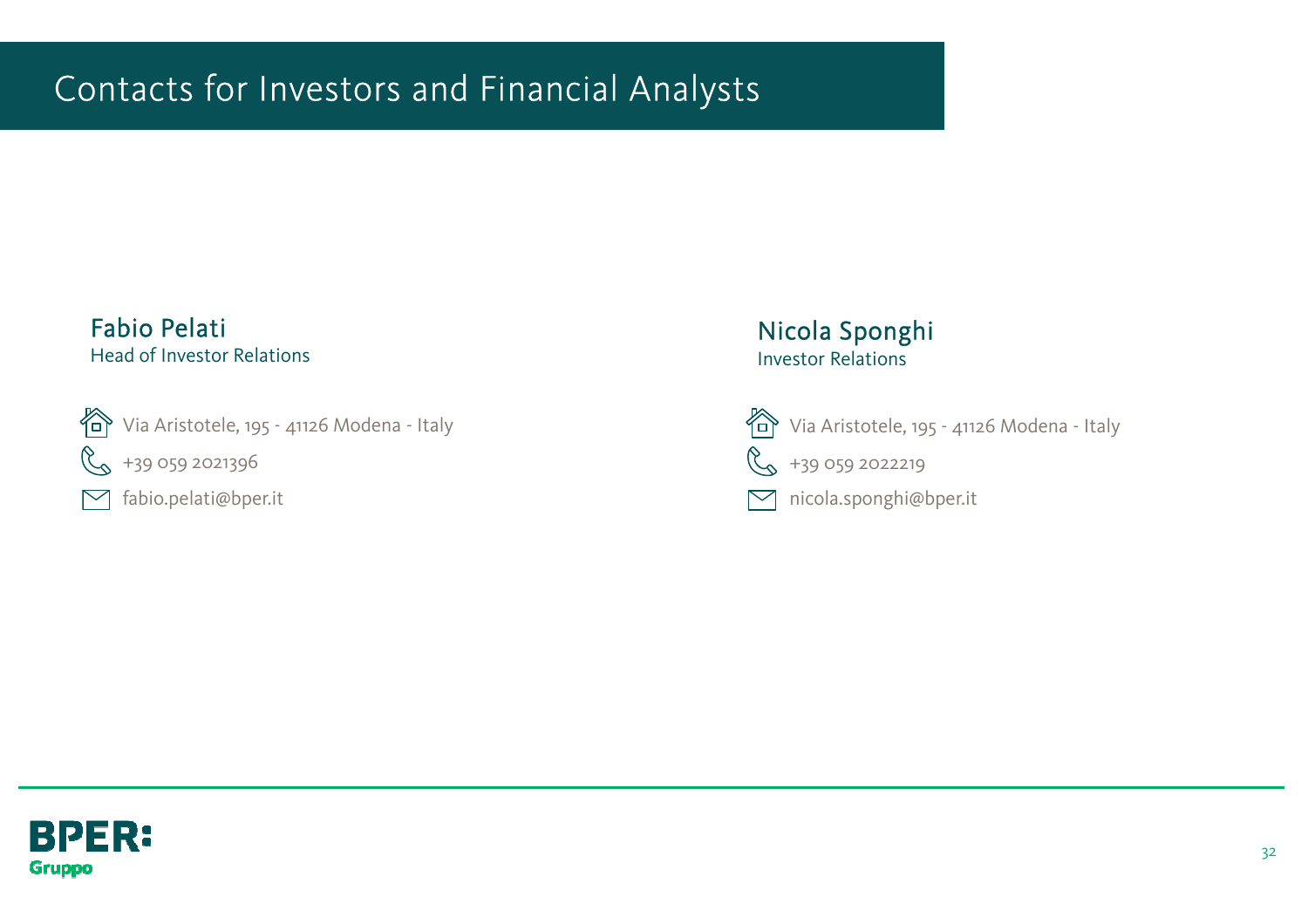# Contacts for Investors and Financial Analysts

## Fabio Pelati
Head of Investor Relations

Via Aristotele, 195 - 41126 Modena - Italy

+39 059 2021396

fabio.pelati@bper.it

## Nicola Sponghi
Investor Relations

Via Aristotele, 195 - 41126 Modena - Italy

+39 059 2022219

nicola.sponghi@bper.it

BPER: Gruppo